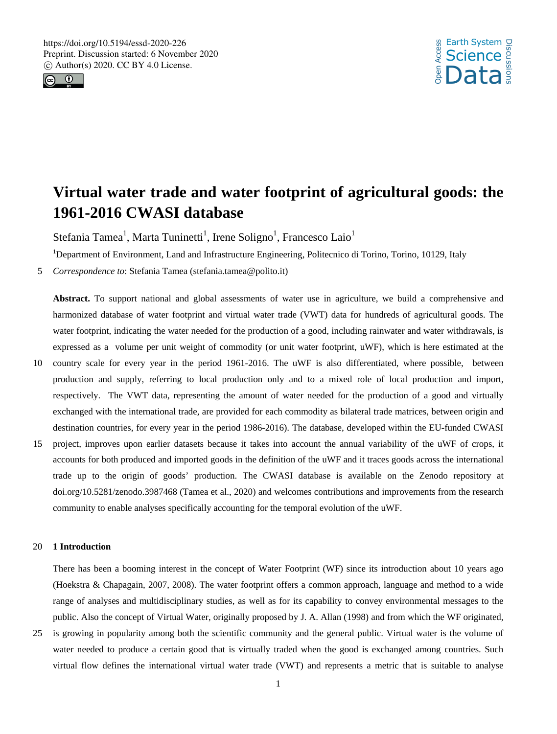https://doi.org/10.5194/essd-2020-226
Preprint. Discussion started: 6 November 2020
© Author(s) 2020. CC BY 4.0 License.

# Virtual water trade and water footprint of agricultural goods: the 1961-2016 CWASI database

Stefania Tamea[1], Marta Tuninetti[1], Irene Soligno[1], Francesco Laio[1]

[1]Department of Environment, Land and Infrastructure Engineering, Politecnico di Torino, Torino, 10129, Italy

*Correspondence to*: Stefania Tamea (stefania.tamea@polito.it)

**Abstract.** To support national and global assessments of water use in agriculture, we build a comprehensive and harmonized database of water footprint and virtual water trade (VWT) data for hundreds of agricultural goods. The water footprint, indicating the water needed for the production of a good, including rainwater and water withdrawals, is expressed as a volume per unit weight of commodity (or unit water footprint, uWF), which is here estimated at the country scale for every year in the period 1961-2016. The uWF is also differentiated, where possible, between production and supply, referring to local production only and to a mixed role of local production and import, respectively. The VWT data, representing the amount of water needed for the production of a good and virtually exchanged with the international trade, are provided for each commodity as bilateral trade matrices, between origin and destination countries, for every year in the period 1986-2016). The database, developed within the EU-funded CWASI project, improves upon earlier datasets because it takes into account the annual variability of the uWF of crops, it accounts for both produced and imported goods in the definition of the uWF and it traces goods across the international trade up to the origin of goods' production. The CWASI database is available on the Zenodo repository at doi.org/10.5281/zenodo.3987468 (Tamea et al., 2020) and welcomes contributions and improvements from the research community to enable analyses specifically accounting for the temporal evolution of the uWF.

## 1 Introduction

There has been a booming interest in the concept of Water Footprint (WF) since its introduction about 10 years ago (Hoekstra & Chapagain, 2007, 2008). The water footprint offers a common approach, language and method to a wide range of analyses and multidisciplinary studies, as well as for its capability to convey environmental messages to the public. Also the concept of Virtual Water, originally proposed by J. A. Allan (1998) and from which the WF originated, is growing in popularity among both the scientific community and the general public. Virtual water is the volume of water needed to produce a certain good that is virtually traded when the good is exchanged among countries. Such virtual flow defines the international virtual water trade (VWT) and represents a metric that is suitable to analyse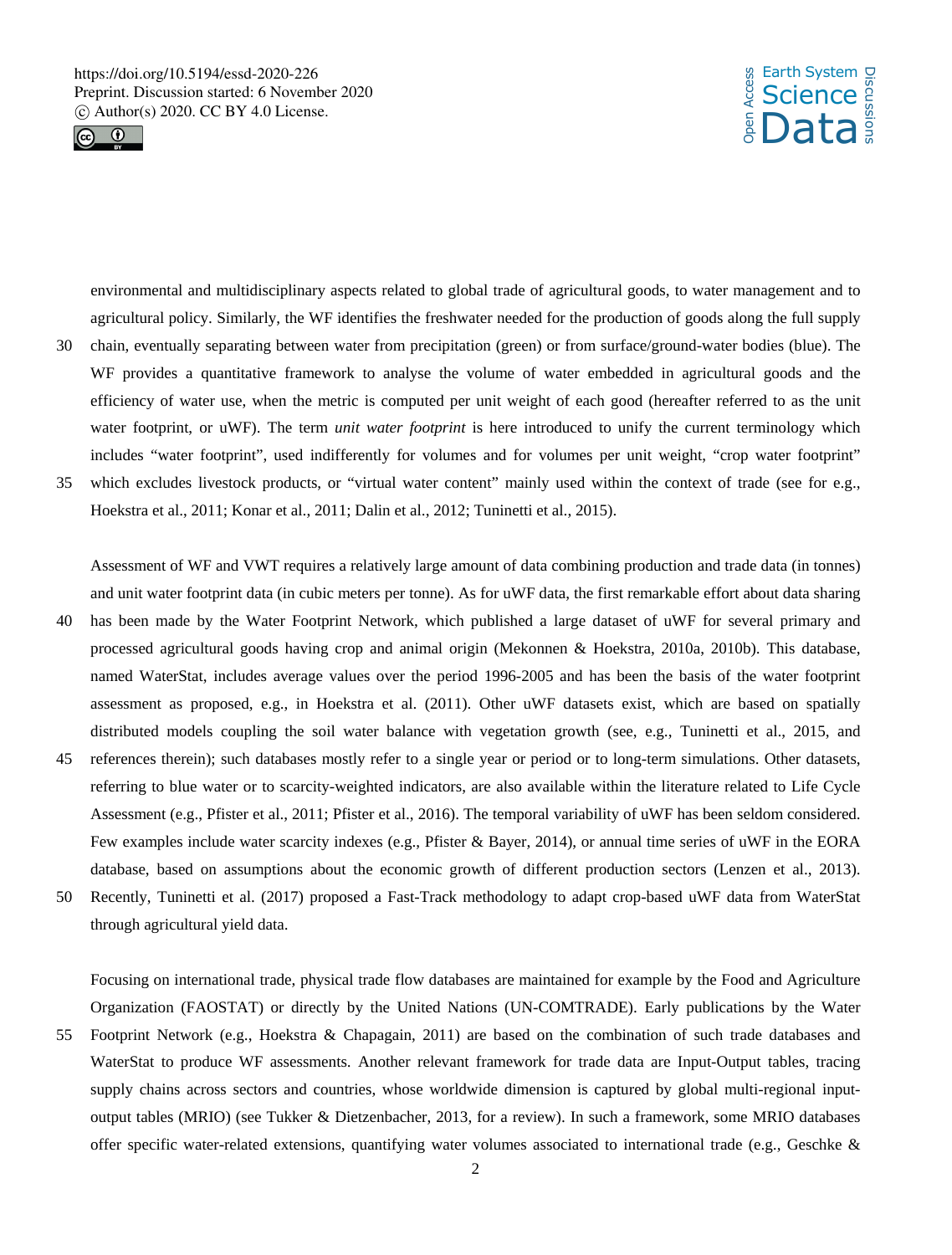environmental and multidisciplinary aspects related to global trade of agricultural goods, to water management and to agricultural policy. Similarly, the WF identifies the freshwater needed for the production of goods along the full supply chain, eventually separating between water from precipitation (green) or from surface/ground-water bodies (blue). The WF provides a quantitative framework to analyse the volume of water embedded in agricultural goods and the efficiency of water use, when the metric is computed per unit weight of each good (hereafter referred to as the unit water footprint, or uWF). The term *unit water footprint* is here introduced to unify the current terminology which includes "water footprint", used indifferently for volumes and for volumes per unit weight, "crop water footprint" which excludes livestock products, or "virtual water content" mainly used within the context of trade (see for e.g., Hoekstra et al., 2011; Konar et al., 2011; Dalin et al., 2012; Tuninetti et al., 2015).

Assessment of WF and VWT requires a relatively large amount of data combining production and trade data (in tonnes) and unit water footprint data (in cubic meters per tonne). As for uWF data, the first remarkable effort about data sharing has been made by the Water Footprint Network, which published a large dataset of uWF for several primary and processed agricultural goods having crop and animal origin (Mekonnen & Hoekstra, 2010a, 2010b). This database, named WaterStat, includes average values over the period 1996-2005 and has been the basis of the water footprint assessment as proposed, e.g., in Hoekstra et al. (2011). Other uWF datasets exist, which are based on spatially distributed models coupling the soil water balance with vegetation growth (see, e.g., Tuninetti et al., 2015, and references therein); such databases mostly refer to a single year or period or to long-term simulations. Other datasets, referring to blue water or to scarcity-weighted indicators, are also available within the literature related to Life Cycle Assessment (e.g., Pfister et al., 2011; Pfister et al., 2016). The temporal variability of uWF has been seldom considered. Few examples include water scarcity indexes (e.g., Pfister & Bayer, 2014), or annual time series of uWF in the EORA database, based on assumptions about the economic growth of different production sectors (Lenzen et al., 2013). Recently, Tuninetti et al. (2017) proposed a Fast-Track methodology to adapt crop-based uWF data from WaterStat through agricultural yield data.

Focusing on international trade, physical trade flow databases are maintained for example by the Food and Agriculture Organization (FAOSTAT) or directly by the United Nations (UN-COMTRADE). Early publications by the Water Footprint Network (e.g., Hoekstra & Chapagain, 2011) are based on the combination of such trade databases and WaterStat to produce WF assessments. Another relevant framework for trade data are Input-Output tables, tracing supply chains across sectors and countries, whose worldwide dimension is captured by global multi-regional input-output tables (MRIO) (see Tukker & Dietzenbacher, 2013, for a review). In such a framework, some MRIO databases offer specific water-related extensions, quantifying water volumes associated to international trade (e.g., Geschke &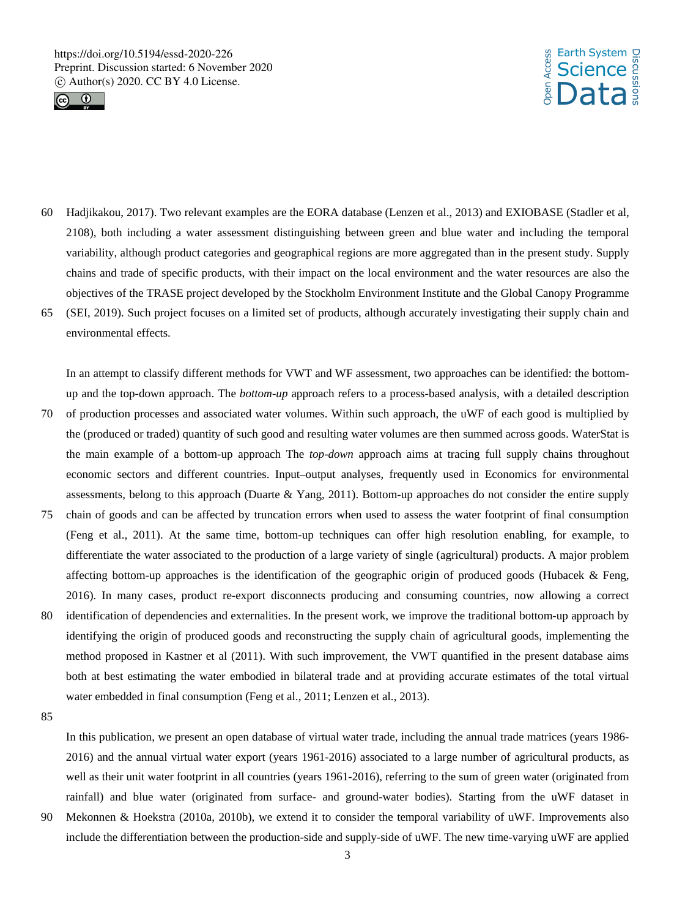Hadjikakou, 2017). Two relevant examples are the EORA database (Lenzen et al., 2013) and EXIOBASE (Stadler et al, 2108), both including a water assessment distinguishing between green and blue water and including the temporal variability, although product categories and geographical regions are more aggregated than in the present study. Supply chains and trade of specific products, with their impact on the local environment and the water resources are also the objectives of the TRASE project developed by the Stockholm Environment Institute and the Global Canopy Programme (SEI, 2019). Such project focuses on a limited set of products, although accurately investigating their supply chain and environmental effects.

In an attempt to classify different methods for VWT and WF assessment, two approaches can be identified: the bottom-up and the top-down approach. The *bottom-up* approach refers to a process-based analysis, with a detailed description of production processes and associated water volumes. Within such approach, the uWF of each good is multiplied by the (produced or traded) quantity of such good and resulting water volumes are then summed across goods. WaterStat is the main example of a bottom-up approach The *top-down* approach aims at tracing full supply chains throughout economic sectors and different countries. Input–output analyses, frequently used in Economics for environmental assessments, belong to this approach (Duarte & Yang, 2011). Bottom-up approaches do not consider the entire supply chain of goods and can be affected by truncation errors when used to assess the water footprint of final consumption (Feng et al., 2011). At the same time, bottom-up techniques can offer high resolution enabling, for example, to differentiate the water associated to the production of a large variety of single (agricultural) products. A major problem affecting bottom-up approaches is the identification of the geographic origin of produced goods (Hubacek & Feng, 2016). In many cases, product re-export disconnects producing and consuming countries, now allowing a correct identification of dependencies and externalities. In the present work, we improve the traditional bottom-up approach by identifying the origin of produced goods and reconstructing the supply chain of agricultural goods, implementing the method proposed in Kastner et al (2011). With such improvement, the VWT quantified in the present database aims both at best estimating the water embodied in bilateral trade and at providing accurate estimates of the total virtual water embedded in final consumption (Feng et al., 2011; Lenzen et al., 2013).

In this publication, we present an open database of virtual water trade, including the annual trade matrices (years 1986-2016) and the annual virtual water export (years 1961-2016) associated to a large number of agricultural products, as well as their unit water footprint in all countries (years 1961-2016), referring to the sum of green water (originated from rainfall) and blue water (originated from surface- and ground-water bodies). Starting from the uWF dataset in Mekonnen & Hoekstra (2010a, 2010b), we extend it to consider the temporal variability of uWF. Improvements also include the differentiation between the production-side and supply-side of uWF. The new time-varying uWF are applied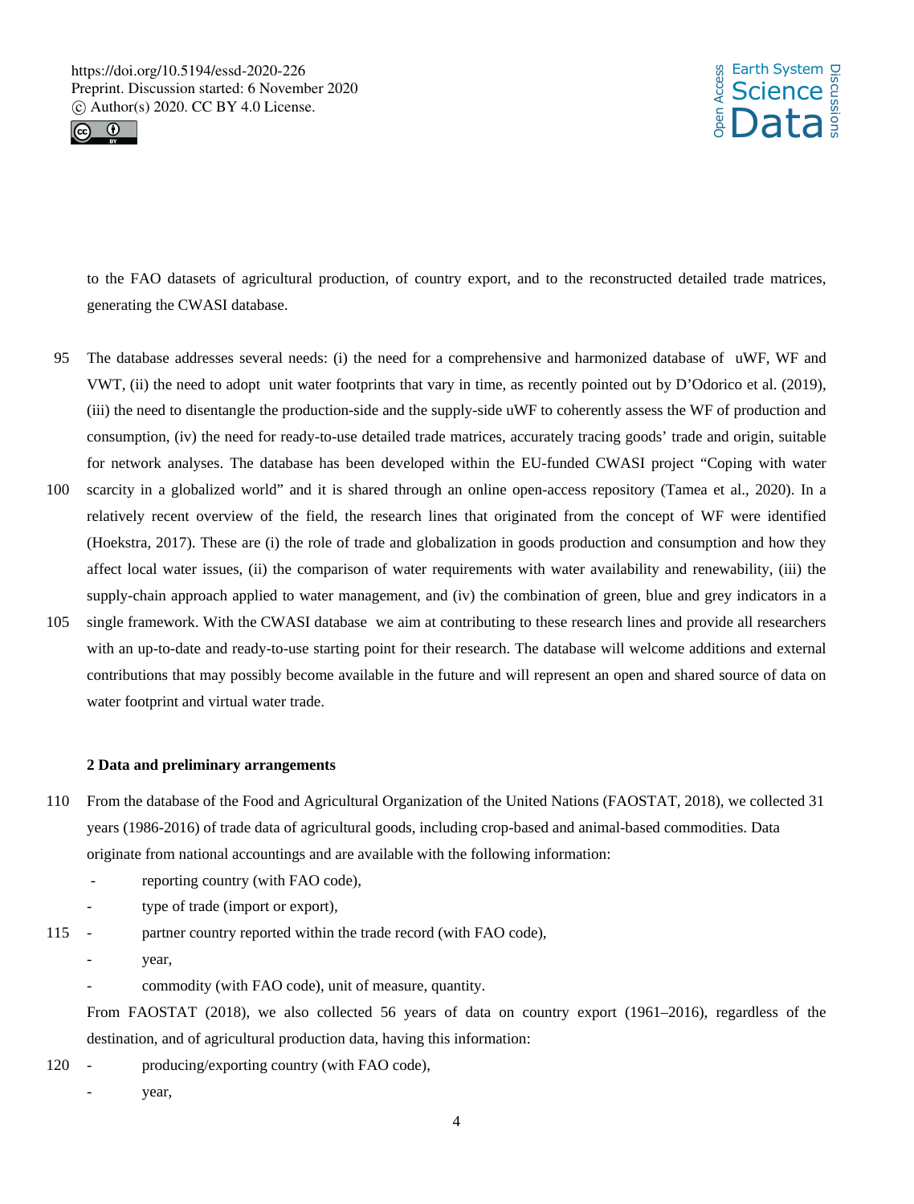to the FAO datasets of agricultural production, of country export, and to the reconstructed detailed trade matrices, generating the CWASI database.

The database addresses several needs: (i) the need for a comprehensive and harmonized database of uWF, WF and VWT, (ii) the need to adopt unit water footprints that vary in time, as recently pointed out by D'Odorico et al. (2019), (iii) the need to disentangle the production-side and the supply-side uWF to coherently assess the WF of production and consumption, (iv) the need for ready-to-use detailed trade matrices, accurately tracing goods' trade and origin, suitable for network analyses. The database has been developed within the EU-funded CWASI project "Coping with water scarcity in a globalized world" and it is shared through an online open-access repository (Tamea et al., 2020). In a relatively recent overview of the field, the research lines that originated from the concept of WF were identified (Hoekstra, 2017). These are (i) the role of trade and globalization in goods production and consumption and how they affect local water issues, (ii) the comparison of water requirements with water availability and renewability, (iii) the supply-chain approach applied to water management, and (iv) the combination of green, blue and grey indicators in a single framework. With the CWASI database we aim at contributing to these research lines and provide all researchers with an up-to-date and ready-to-use starting point for their research. The database will welcome additions and external contributions that may possibly become available in the future and will represent an open and shared source of data on water footprint and virtual water trade.

## 2 Data and preliminary arrangements

From the database of the Food and Agricultural Organization of the United Nations (FAOSTAT, 2018), we collected 31 years (1986-2016) of trade data of agricultural goods, including crop-based and animal-based commodities. Data originate from national accountings and are available with the following information:

- reporting country (with FAO code),
- type of trade (import or export),
- partner country reported within the trade record (with FAO code),
- year,
- commodity (with FAO code), unit of measure, quantity.

From FAOSTAT (2018), we also collected 56 years of data on country export (1961–2016), regardless of the destination, and of agricultural production data, having this information:

- producing/exporting country (with FAO code),
- year,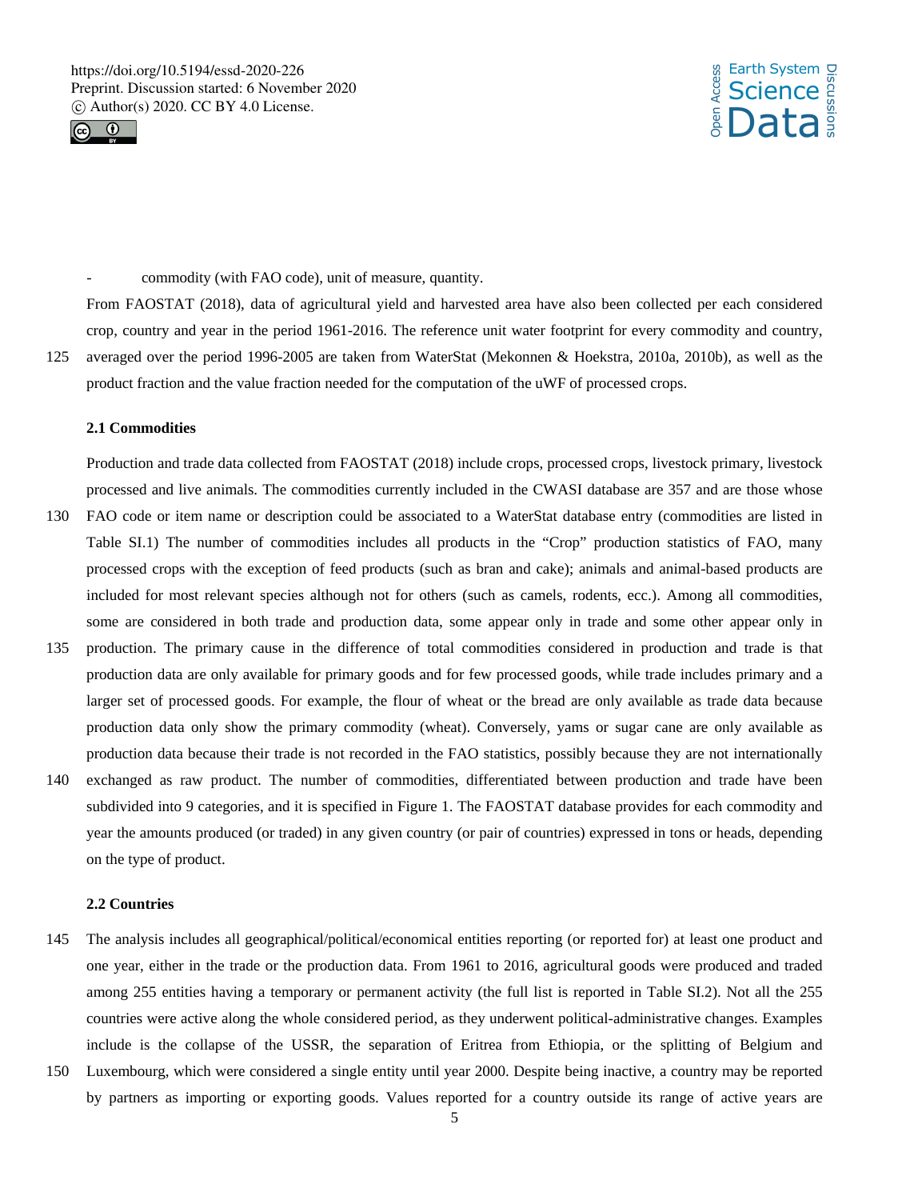- commodity (with FAO code), unit of measure, quantity.

From FAOSTAT (2018), data of agricultural yield and harvested area have also been collected per each considered crop, country and year in the period 1961-2016. The reference unit water footprint for every commodity and country, averaged over the period 1996-2005 are taken from WaterStat (Mekonnen & Hoekstra, 2010a, 2010b), as well as the product fraction and the value fraction needed for the computation of the uWF of processed crops.

### 2.1 Commodities

Production and trade data collected from FAOSTAT (2018) include crops, processed crops, livestock primary, livestock processed and live animals. The commodities currently included in the CWASI database are 357 and are those whose FAO code or item name or description could be associated to a WaterStat database entry (commodities are listed in Table SI.1) The number of commodities includes all products in the "Crop" production statistics of FAO, many processed crops with the exception of feed products (such as bran and cake); animals and animal-based products are included for most relevant species although not for others (such as camels, rodents, ecc.). Among all commodities, some are considered in both trade and production data, some appear only in trade and some other appear only in production. The primary cause in the difference of total commodities considered in production and trade is that production data are only available for primary goods and for few processed goods, while trade includes primary and a larger set of processed goods. For example, the flour of wheat or the bread are only available as trade data because production data only show the primary commodity (wheat). Conversely, yams or sugar cane are only available as production data because their trade is not recorded in the FAO statistics, possibly because they are not internationally exchanged as raw product. The number of commodities, differentiated between production and trade have been subdivided into 9 categories, and it is specified in Figure 1. The FAOSTAT database provides for each commodity and year the amounts produced (or traded) in any given country (or pair of countries) expressed in tons or heads, depending on the type of product.

### 2.2 Countries

The analysis includes all geographical/political/economical entities reporting (or reported for) at least one product and one year, either in the trade or the production data. From 1961 to 2016, agricultural goods were produced and traded among 255 entities having a temporary or permanent activity (the full list is reported in Table SI.2). Not all the 255 countries were active along the whole considered period, as they underwent political-administrative changes. Examples include is the collapse of the USSR, the separation of Eritrea from Ethiopia, or the splitting of Belgium and Luxembourg, which were considered a single entity until year 2000. Despite being inactive, a country may be reported by partners as importing or exporting goods. Values reported for a country outside its range of active years are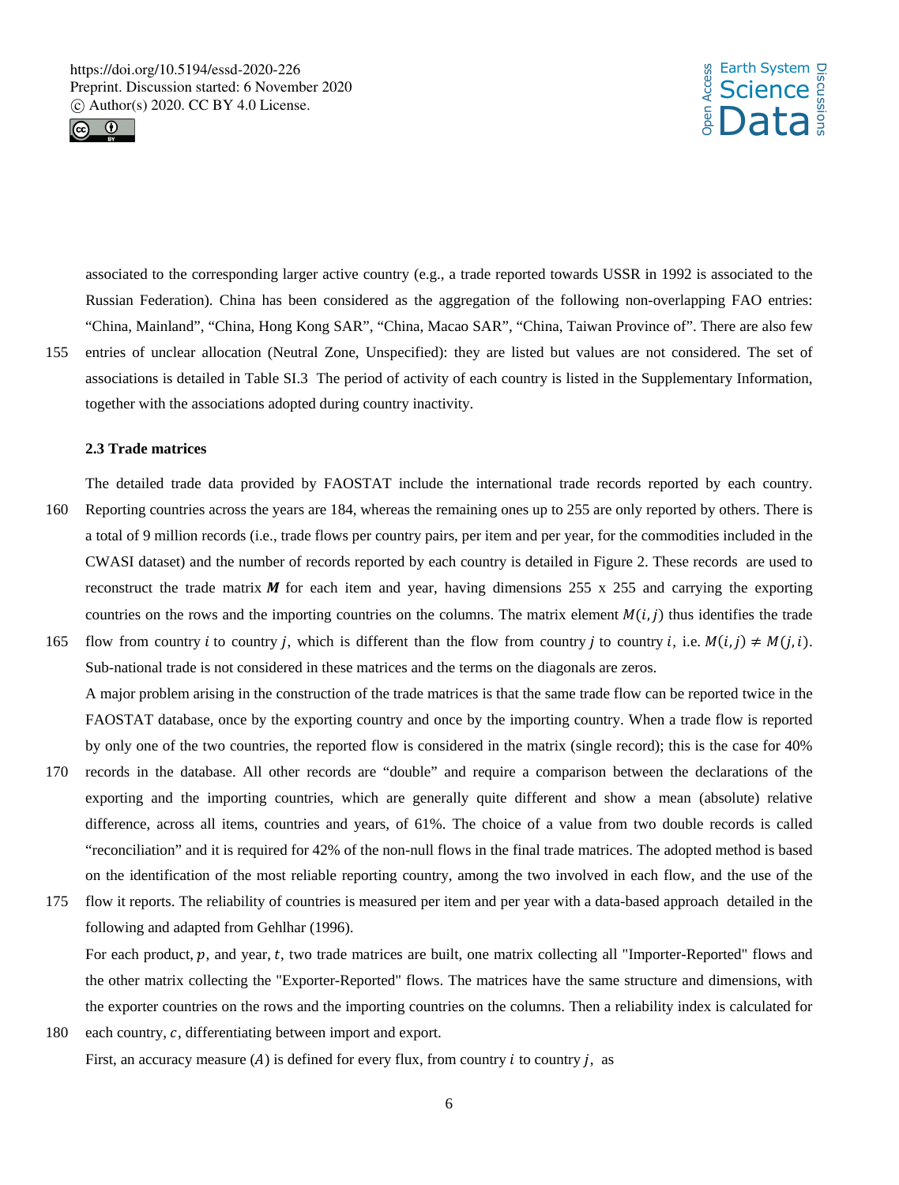associated to the corresponding larger active country (e.g., a trade reported towards USSR in 1992 is associated to the Russian Federation). China has been considered as the aggregation of the following non-overlapping FAO entries: “China, Mainland”, “China, Hong Kong SAR”, “China, Macao SAR”, “China, Taiwan Province of”. There are also few entries of unclear allocation (Neutral Zone, Unspecified): they are listed but values are not considered. The set of associations is detailed in Table SI.3 The period of activity of each country is listed in the Supplementary Information, together with the associations adopted during country inactivity.

### 2.3 Trade matrices

The detailed trade data provided by FAOSTAT include the international trade records reported by each country. Reporting countries across the years are 184, whereas the remaining ones up to 255 are only reported by others. There is a total of 9 million records (i.e., trade flows per country pairs, per item and per year, for the commodities included in the CWASI dataset) and the number of records reported by each country is detailed in Figure 2. These records are used to reconstruct the trade matrix $\boldsymbol{M}$ for each item and year, having dimensions 255 x 255 and carrying the exporting countries on the rows and the importing countries on the columns. The matrix element $M(i,j)$ thus identifies the trade flow from country $i$ to country $j$, which is different than the flow from country $j$ to country $i$, i.e. $M(i,j) \neq M(j,i)$. Sub-national trade is not considered in these matrices and the terms on the diagonals are zeros.

A major problem arising in the construction of the trade matrices is that the same trade flow can be reported twice in the FAOSTAT database, once by the exporting country and once by the importing country. When a trade flow is reported by only one of the two countries, the reported flow is considered in the matrix (single record); this is the case for 40% records in the database. All other records are “double” and require a comparison between the declarations of the exporting and the importing countries, which are generally quite different and show a mean (absolute) relative difference, across all items, countries and years, of 61%. The choice of a value from two double records is called “reconciliation” and it is required for 42% of the non-null flows in the final trade matrices. The adopted method is based on the identification of the most reliable reporting country, among the two involved in each flow, and the use of the flow it reports. The reliability of countries is measured per item and per year with a data-based approach detailed in the following and adapted from Gehlhar (1996).

For each product, $p$, and year, $t$, two trade matrices are built, one matrix collecting all "Importer-Reported" flows and the other matrix collecting the "Exporter-Reported" flows. The matrices have the same structure and dimensions, with the exporter countries on the rows and the importing countries on the columns. Then a reliability index is calculated for each country, $c$, differentiating between import and export.

First, an accuracy measure ($A$) is defined for every flux, from country $i$ to country $j$, as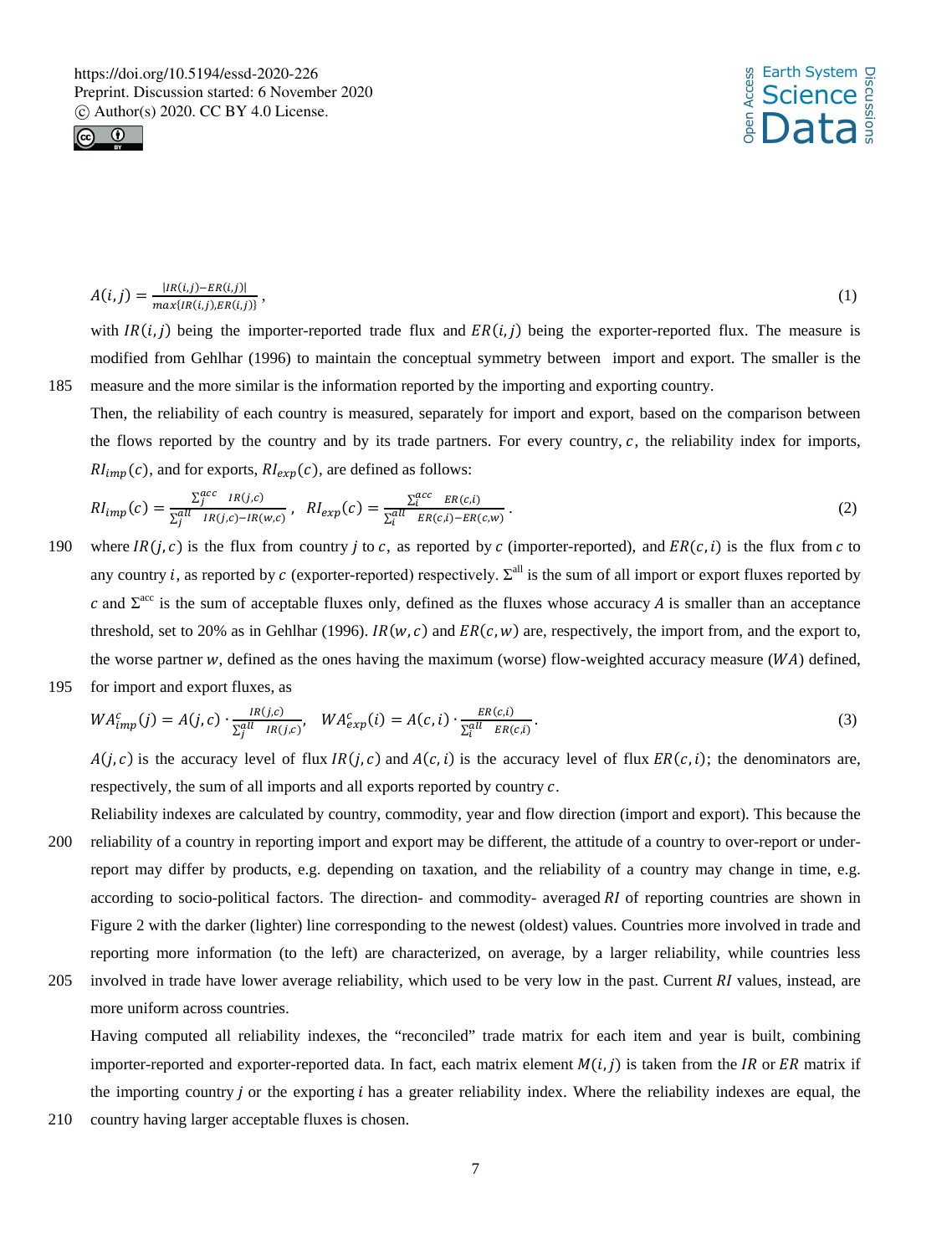$$A(i,j) = \frac{|IR(i,j) - ER(i,j)|}{max\{IR(i,j), ER(i,j)\}}, \tag{1}$$

with $IR(i,j)$ being the importer-reported trade flux and $ER(i,j)$ being the exporter-reported flux. The measure is modified from Gehlhar (1996) to maintain the conceptual symmetry between import and export. The smaller is the measure and the more similar is the information reported by the importing and exporting country.

Then, the reliability of each country is measured, separately for import and export, based on the comparison between the flows reported by the country and by its trade partners. For every country, $c$, the reliability index for imports, $RI_{imp}(c)$, and for exports, $RI_{exp}(c)$, are defined as follows:

$$RI_{imp}(c) = \frac{\sum_j^{acc} IR(j,c)}{\sum_j^{all} IR(j,c) - IR(w,c)}, \quad RI_{exp}(c) = \frac{\sum_i^{acc} ER(c,i)}{\sum_i^{all} ER(c,i) - ER(c,w)}. \tag{2}$$

where $IR(j,c)$ is the flux from country $j$ to $c$, as reported by $c$ (importer-reported), and $ER(c,i)$ is the flux from $c$ to any country $i$, as reported by $c$ (exporter-reported) respectively. $\Sigma^{all}$ is the sum of all import or export fluxes reported by $c$ and $\Sigma^{acc}$ is the sum of acceptable fluxes only, defined as the fluxes whose accuracy $A$ is smaller than an acceptance threshold, set to 20% as in Gehlhar (1996). $IR(w,c)$ and $ER(c,w)$ are, respectively, the import from, and the export to, the worse partner $w$, defined as the ones having the maximum (worse) flow-weighted accuracy measure ($WA$) defined, for import and export fluxes, as

$$WA_{imp}^c(j) = A(j,c) \cdot \frac{IR(j,c)}{\sum_j^{all} IR(j,c)}, \quad WA_{exp}^c(i) = A(c,i) \cdot \frac{ER(c,i)}{\sum_i^{all} ER(c,i)}. \tag{3}$$

$A(j,c)$ is the accuracy level of flux $IR(j,c)$ and $A(c,i)$ is the accuracy level of flux $ER(c,i)$; the denominators are, respectively, the sum of all imports and all exports reported by country $c$.

Reliability indexes are calculated by country, commodity, year and flow direction (import and export). This because the reliability of a country in reporting import and export may be different, the attitude of a country to over-report or under-report may differ by products, e.g. depending on taxation, and the reliability of a country may change in time, e.g. according to socio-political factors. The direction- and commodity- averaged $RI$ of reporting countries are shown in Figure 2 with the darker (lighter) line corresponding to the newest (oldest) values. Countries more involved in trade and reporting more information (to the left) are characterized, on average, by a larger reliability, while countries less involved in trade have lower average reliability, which used to be very low in the past. Current $RI$ values, instead, are more uniform across countries.

Having computed all reliability indexes, the "reconciled" trade matrix for each item and year is built, combining importer-reported and exporter-reported data. In fact, each matrix element $M(i,j)$ is taken from the $IR$ or $ER$ matrix if the importing country $j$ or the exporting $i$ has a greater reliability index. Where the reliability indexes are equal, the country having larger acceptable fluxes is chosen.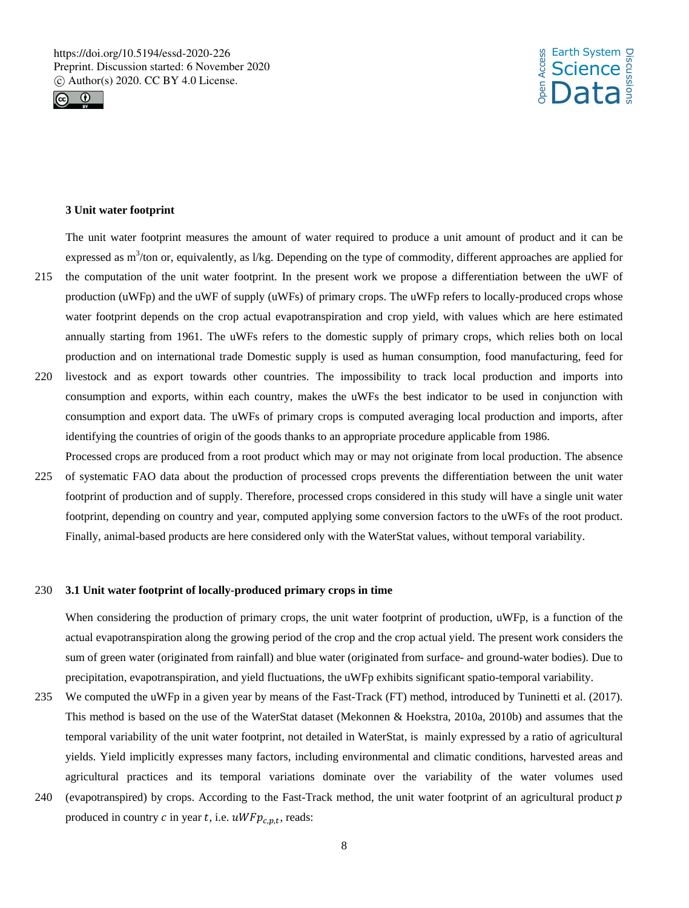## 3 Unit water footprint

The unit water footprint measures the amount of water required to produce a unit amount of product and it can be expressed as $m^3$/ton or, equivalently, as l/kg. Depending on the type of commodity, different approaches are applied for the computation of the unit water footprint. In the present work we propose a differentiation between the uWF of production (uWFp) and the uWF of supply (uWFs) of primary crops. The uWFp refers to locally-produced crops whose water footprint depends on the crop actual evapotranspiration and crop yield, with values which are here estimated annually starting from 1961. The uWFs refers to the domestic supply of primary crops, which relies both on local production and on international trade Domestic supply is used as human consumption, food manufacturing, feed for livestock and as export towards other countries. The impossibility to track local production and imports into consumption and exports, within each country, makes the uWFs the best indicator to be used in conjunction with consumption and export data. The uWFs of primary crops is computed averaging local production and imports, after identifying the countries of origin of the goods thanks to an appropriate procedure applicable from 1986.

Processed crops are produced from a root product which may or may not originate from local production. The absence of systematic FAO data about the production of processed crops prevents the differentiation between the unit water footprint of production and of supply. Therefore, processed crops considered in this study will have a single unit water footprint, depending on country and year, computed applying some conversion factors to the uWFs of the root product. Finally, animal-based products are here considered only with the WaterStat values, without temporal variability.

### 3.1 Unit water footprint of locally-produced primary crops in time

When considering the production of primary crops, the unit water footprint of production, uWFp, is a function of the actual evapotranspiration along the growing period of the crop and the crop actual yield. The present work considers the sum of green water (originated from rainfall) and blue water (originated from surface- and ground-water bodies). Due to precipitation, evapotranspiration, and yield fluctuations, the uWFp exhibits significant spatio-temporal variability.

We computed the uWFp in a given year by means of the Fast-Track (FT) method, introduced by Tuninetti et al. (2017). This method is based on the use of the WaterStat dataset (Mekonnen & Hoekstra, 2010a, 2010b) and assumes that the temporal variability of the unit water footprint, not detailed in WaterStat, is mainly expressed by a ratio of agricultural yields. Yield implicitly expresses many factors, including environmental and climatic conditions, harvested areas and agricultural practices and its temporal variations dominate over the variability of the water volumes used (evapotranspired) by crops. According to the Fast-Track method, the unit water footprint of an agricultural product $p$ produced in country $c$ in year $t$, i.e. $uWFp_{c,p,t}$, reads: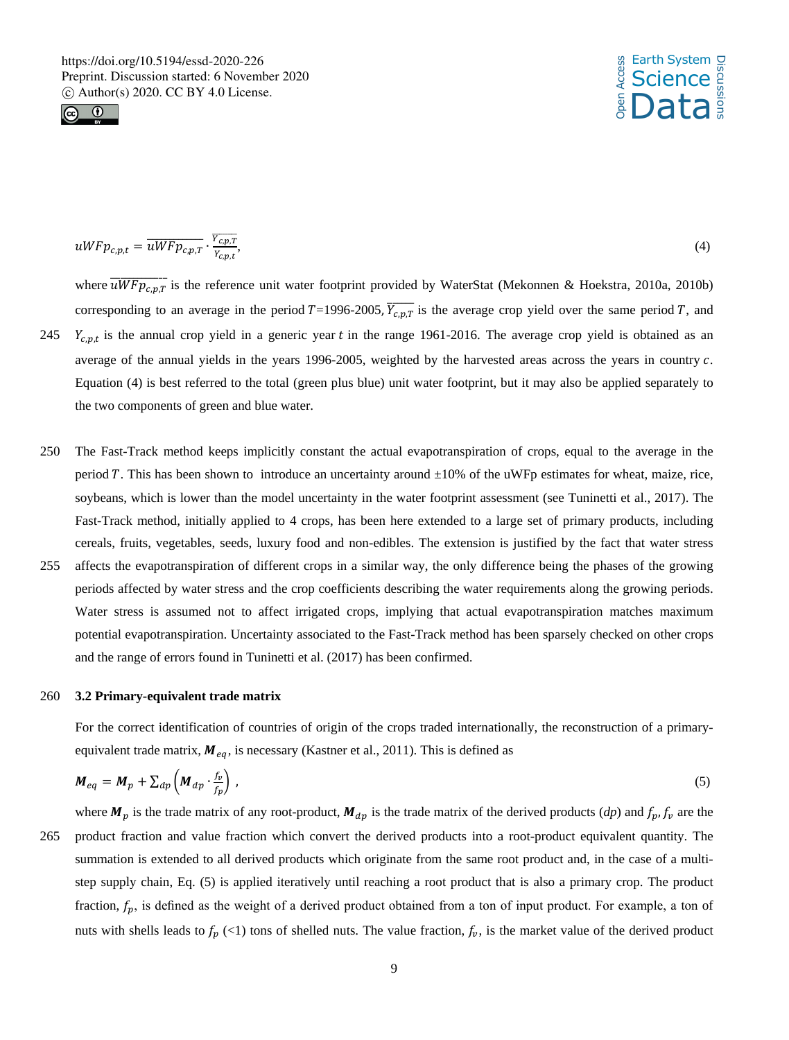$$uWFp_{c,p,t} = \overline{uWFp_{c,p,T}} \cdot \frac{\overline{Y_{c,p,T}}}{Y_{c,p,t}}, \tag{4}$$

where $\overline{uWFp_{c,p,T}}$ is the reference unit water footprint provided by WaterStat (Mekonnen & Hoekstra, 2010a, 2010b) corresponding to an average in the period $T$=1996-2005, $\overline{Y_{c,p,T}}$ is the average crop yield over the same period $T$, and $Y_{c,p,t}$ is the annual crop yield in a generic year $t$ in the range 1961-2016. The average crop yield is obtained as an average of the annual yields in the years 1996-2005, weighted by the harvested areas across the years in country $c$. Equation (4) is best referred to the total (green plus blue) unit water footprint, but it may also be applied separately to the two components of green and blue water.

The Fast-Track method keeps implicitly constant the actual evapotranspiration of crops, equal to the average in the period $T$. This has been shown to introduce an uncertainty around ±10% of the uWFp estimates for wheat, maize, rice, soybeans, which is lower than the model uncertainty in the water footprint assessment (see Tuninetti et al., 2017). The Fast-Track method, initially applied to 4 crops, has been here extended to a large set of primary products, including cereals, fruits, vegetables, seeds, luxury food and non-edibles. The extension is justified by the fact that water stress affects the evapotranspiration of different crops in a similar way, the only difference being the phases of the growing periods affected by water stress and the crop coefficients describing the water requirements along the growing periods. Water stress is assumed not to affect irrigated crops, implying that actual evapotranspiration matches maximum potential evapotranspiration. Uncertainty associated to the Fast-Track method has been sparsely checked on other crops and the range of errors found in Tuninetti et al. (2017) has been confirmed.

### 3.2 Primary-equivalent trade matrix

For the correct identification of countries of origin of the crops traded internationally, the reconstruction of a primary-equivalent trade matrix, $\boldsymbol{M}_{eq}$, is necessary (Kastner et al., 2011). This is defined as

$$\boldsymbol{M}_{eq} = \boldsymbol{M}_p + \sum_{dp} \left( \boldsymbol{M}_{dp} \cdot \frac{f_v}{f_p} \right), \tag{5}$$

where $\boldsymbol{M}_p$ is the trade matrix of any root-product, $\boldsymbol{M}_{dp}$ is the trade matrix of the derived products ($dp$) and $f_p, f_v$ are the product fraction and value fraction which convert the derived products into a root-product equivalent quantity. The summation is extended to all derived products which originate from the same root product and, in the case of a multi-step supply chain, Eq. (5) is applied iteratively until reaching a root product that is also a primary crop. The product fraction, $f_p$, is defined as the weight of a derived product obtained from a ton of input product. For example, a ton of nuts with shells leads to $f_p$ (<1) tons of shelled nuts. The value fraction, $f_v$, is the market value of the derived product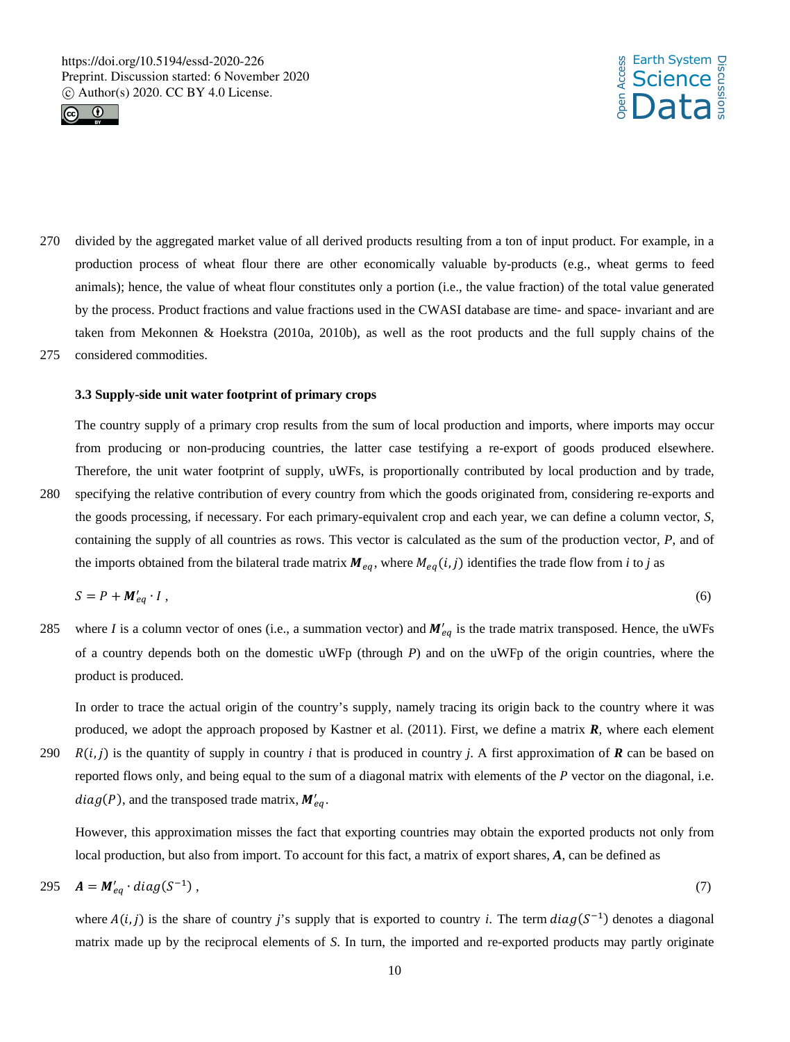divided by the aggregated market value of all derived products resulting from a ton of input product. For example, in a production process of wheat flour there are other economically valuable by-products (e.g., wheat germs to feed animals); hence, the value of wheat flour constitutes only a portion (i.e., the value fraction) of the total value generated by the process. Product fractions and value fractions used in the CWASI database are time- and space- invariant and are taken from Mekonnen & Hoekstra (2010a, 2010b), as well as the root products and the full supply chains of the considered commodities.

### 3.3 Supply-side unit water footprint of primary crops

The country supply of a primary crop results from the sum of local production and imports, where imports may occur from producing or non-producing countries, the latter case testifying a re-export of goods produced elsewhere. Therefore, the unit water footprint of supply, uWFs, is proportionally contributed by local production and by trade, specifying the relative contribution of every country from which the goods originated from, considering re-exports and the goods processing, if necessary. For each primary-equivalent crop and each year, we can define a column vector, *S*, containing the supply of all countries as rows. This vector is calculated as the sum of the production vector, *P*, and of the imports obtained from the bilateral trade matrix $\boldsymbol{M}_{eq}$, where $M_{eq}(i,j)$ identifies the trade flow from *i* to *j* as

$$S = P + \boldsymbol{M}'_{eq} \cdot I \,, \tag{6}$$

where *I* is a column vector of ones (i.e., a summation vector) and $\boldsymbol{M}'_{eq}$ is the trade matrix transposed. Hence, the uWFs of a country depends both on the domestic uWFp (through *P*) and on the uWFp of the origin countries, where the product is produced.

In order to trace the actual origin of the country's supply, namely tracing its origin back to the country where it was produced, we adopt the approach proposed by Kastner et al. (2011). First, we define a matrix $\boldsymbol{R}$, where each element $R(i,j)$ is the quantity of supply in country *i* that is produced in country *j*. A first approximation of $\boldsymbol{R}$ can be based on reported flows only, and being equal to the sum of a diagonal matrix with elements of the *P* vector on the diagonal, i.e. $diag(P)$, and the transposed trade matrix, $\boldsymbol{M}'_{eq}$.

However, this approximation misses the fact that exporting countries may obtain the exported products not only from local production, but also from import. To account for this fact, a matrix of export shares, $\boldsymbol{A}$, can be defined as

$$\boldsymbol{A} = \boldsymbol{M}'_{eq} \cdot diag(S^{-1}) \,, \tag{7}$$

where $A(i,j)$ is the share of country *j*'s supply that is exported to country *i*. The term $diag(S^{-1})$ denotes a diagonal matrix made up by the reciprocal elements of *S*. In turn, the imported and re-exported products may partly originate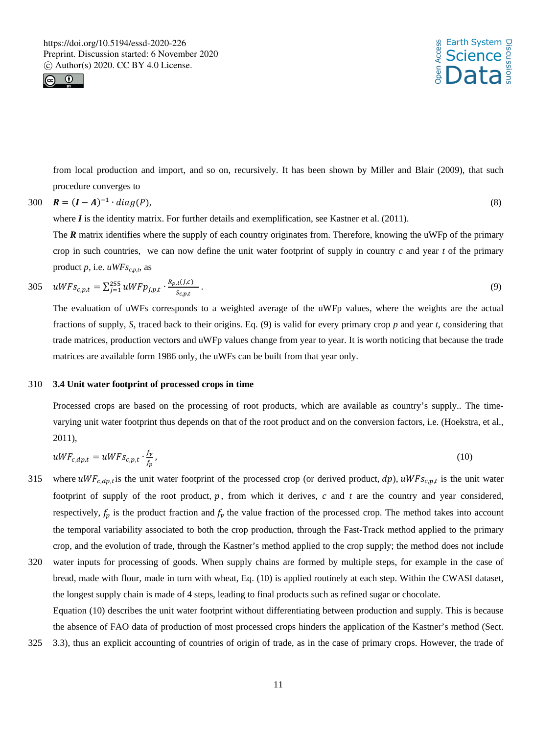from local production and import, and so on, recursively. It has been shown by Miller and Blair (2009), that such procedure converges to

$$\boldsymbol{R} = (\boldsymbol{I} - \boldsymbol{A})^{-1} \cdot diag(P), \tag{8}$$

where $\boldsymbol{I}$ is the identity matrix. For further details and exemplification, see Kastner et al. (2011).

The $\boldsymbol{R}$ matrix identifies where the supply of each country originates from. Therefore, knowing the uWFp of the primary crop in such countries, we can now define the unit water footprint of supply in country $c$ and year $t$ of the primary product $p$, i.e. $uWFs_{c,p,t}$, as

$$uWFs_{c,p,t} = \sum_{j=1}^{255} uWFp_{j,p,t} \cdot \frac{R_{p,t}(j,c)}{S_{c,p,t}}. \tag{9}$$

The evaluation of uWFs corresponds to a weighted average of the uWFp values, where the weights are the actual fractions of supply, $S$, traced back to their origins. Eq. (9) is valid for every primary crop $p$ and year $t$, considering that trade matrices, production vectors and uWFp values change from year to year. It is worth noticing that because the trade matrices are available form 1986 only, the uWFs can be built from that year only.

### 3.4 Unit water footprint of processed crops in time

Processed crops are based on the processing of root products, which are available as country's supply.. The time-varying unit water footprint thus depends on that of the root product and on the conversion factors, i.e. (Hoekstra, et al., 2011),

$$uWF_{c,dp,t} = uWFs_{c,p,t} \cdot \frac{f_v}{f_p}, \tag{10}$$

where $uWF_{c,dp,t}$ is the unit water footprint of the processed crop (or derived product, $dp$), $uWFs_{c,p,t}$ is the unit water footprint of supply of the root product, $p$, from which it derives, $c$ and $t$ are the country and year considered, respectively, $f_p$ is the product fraction and $f_v$ the value fraction of the processed crop. The method takes into account the temporal variability associated to both the crop production, through the Fast-Track method applied to the primary crop, and the evolution of trade, through the Kastner's method applied to the crop supply; the method does not include water inputs for processing of goods. When supply chains are formed by multiple steps, for example in the case of bread, made with flour, made in turn with wheat, Eq. (10) is applied routinely at each step. Within the CWASI dataset, the longest supply chain is made of 4 steps, leading to final products such as refined sugar or chocolate.

Equation (10) describes the unit water footprint without differentiating between production and supply. This is because the absence of FAO data of production of most processed crops hinders the application of the Kastner's method (Sect. 3.3), thus an explicit accounting of countries of origin of trade, as in the case of primary crops. However, the trade of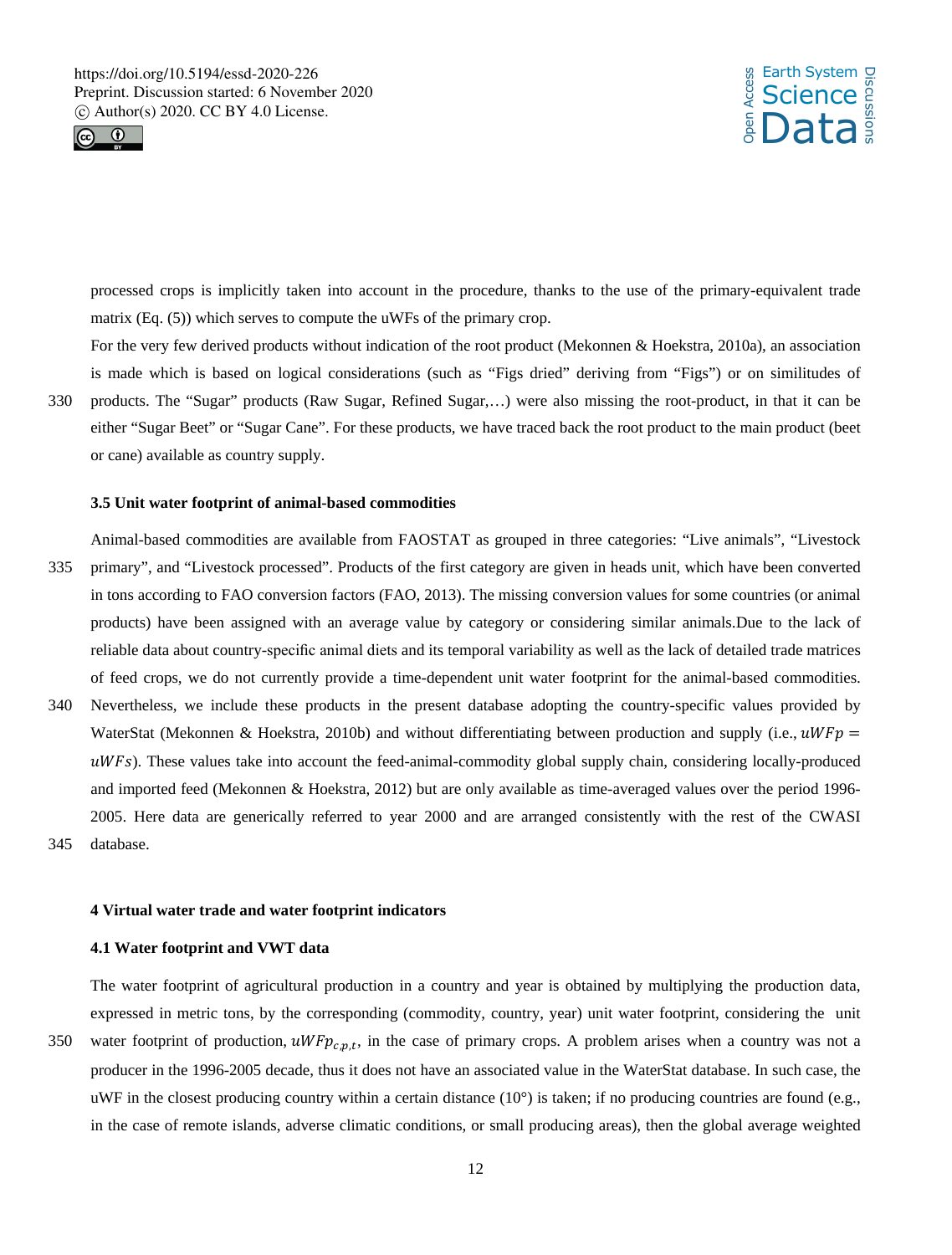processed crops is implicitly taken into account in the procedure, thanks to the use of the primary-equivalent trade matrix (Eq. (5)) which serves to compute the uWFs of the primary crop.

For the very few derived products without indication of the root product (Mekonnen & Hoekstra, 2010a), an association is made which is based on logical considerations (such as "Figs dried" deriving from "Figs") or on similitudes of products. The "Sugar" products (Raw Sugar, Refined Sugar,…) were also missing the root-product, in that it can be either "Sugar Beet" or "Sugar Cane". For these products, we have traced back the root product to the main product (beet or cane) available as country supply.

### 3.5 Unit water footprint of animal-based commodities

Animal-based commodities are available from FAOSTAT as grouped in three categories: "Live animals", "Livestock primary", and "Livestock processed". Products of the first category are given in heads unit, which have been converted in tons according to FAO conversion factors (FAO, 2013). The missing conversion values for some countries (or animal products) have been assigned with an average value by category or considering similar animals.Due to the lack of reliable data about country-specific animal diets and its temporal variability as well as the lack of detailed trade matrices of feed crops, we do not currently provide a time-dependent unit water footprint for the animal-based commodities. Nevertheless, we include these products in the present database adopting the country-specific values provided by WaterStat (Mekonnen & Hoekstra, 2010b) and without differentiating between production and supply (i.e., $uWFp = uWFs$). These values take into account the feed-animal-commodity global supply chain, considering locally-produced and imported feed (Mekonnen & Hoekstra, 2012) but are only available as time-averaged values over the period 1996-2005. Here data are generically referred to year 2000 and are arranged consistently with the rest of the CWASI database.

## 4 Virtual water trade and water footprint indicators

### 4.1 Water footprint and VWT data

The water footprint of agricultural production in a country and year is obtained by multiplying the production data, expressed in metric tons, by the corresponding (commodity, country, year) unit water footprint, considering the unit water footprint of production, $uWFp_{c,p,t}$, in the case of primary crops. A problem arises when a country was not a producer in the 1996-2005 decade, thus it does not have an associated value in the WaterStat database. In such case, the uWF in the closest producing country within a certain distance (10°) is taken; if no producing countries are found (e.g., in the case of remote islands, adverse climatic conditions, or small producing areas), then the global average weighted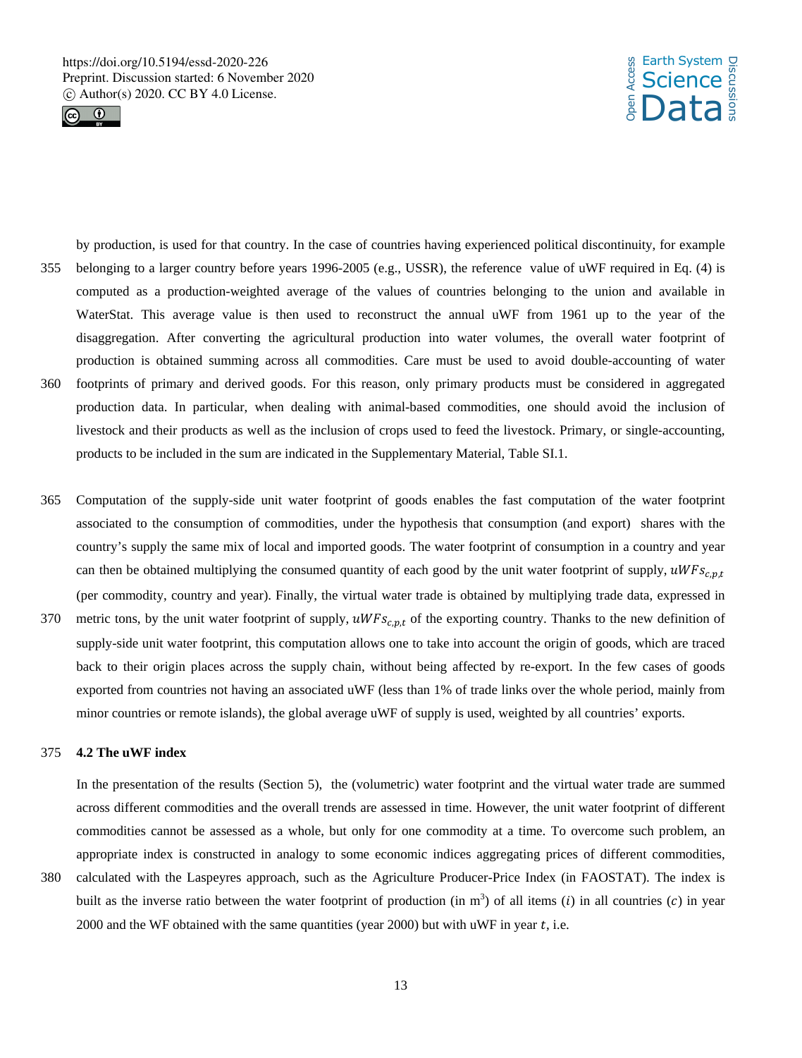by production, is used for that country. In the case of countries having experienced political discontinuity, for example belonging to a larger country before years 1996-2005 (e.g., USSR), the reference value of uWF required in Eq. (4) is computed as a production-weighted average of the values of countries belonging to the union and available in WaterStat. This average value is then used to reconstruct the annual uWF from 1961 up to the year of the disaggregation. After converting the agricultural production into water volumes, the overall water footprint of production is obtained summing across all commodities. Care must be used to avoid double-accounting of water footprints of primary and derived goods. For this reason, only primary products must be considered in aggregated production data. In particular, when dealing with animal-based commodities, one should avoid the inclusion of livestock and their products as well as the inclusion of crops used to feed the livestock. Primary, or single-accounting, products to be included in the sum are indicated in the Supplementary Material, Table SI.1.

Computation of the supply-side unit water footprint of goods enables the fast computation of the water footprint associated to the consumption of commodities, under the hypothesis that consumption (and export) shares with the country's supply the same mix of local and imported goods. The water footprint of consumption in a country and year can then be obtained multiplying the consumed quantity of each good by the unit water footprint of supply, $uWFs_{c,p,t}$ (per commodity, country and year). Finally, the virtual water trade is obtained by multiplying trade data, expressed in metric tons, by the unit water footprint of supply, $uWFs_{c,p,t}$ of the exporting country. Thanks to the new definition of supply-side unit water footprint, this computation allows one to take into account the origin of goods, which are traced back to their origin places across the supply chain, without being affected by re-export. In the few cases of goods exported from countries not having an associated uWF (less than 1% of trade links over the whole period, mainly from minor countries or remote islands), the global average uWF of supply is used, weighted by all countries' exports.

## 4.2 The uWF index

In the presentation of the results (Section 5), the (volumetric) water footprint and the virtual water trade are summed across different commodities and the overall trends are assessed in time. However, the unit water footprint of different commodities cannot be assessed as a whole, but only for one commodity at a time. To overcome such problem, an appropriate index is constructed in analogy to some economic indices aggregating prices of different commodities, calculated with the Laspeyres approach, such as the Agriculture Producer-Price Index (in FAOSTAT). The index is built as the inverse ratio between the water footprint of production (in $m^3$) of all items ($i$) in all countries ($c$) in year 2000 and the WF obtained with the same quantities (year 2000) but with uWF in year $t$, i.e.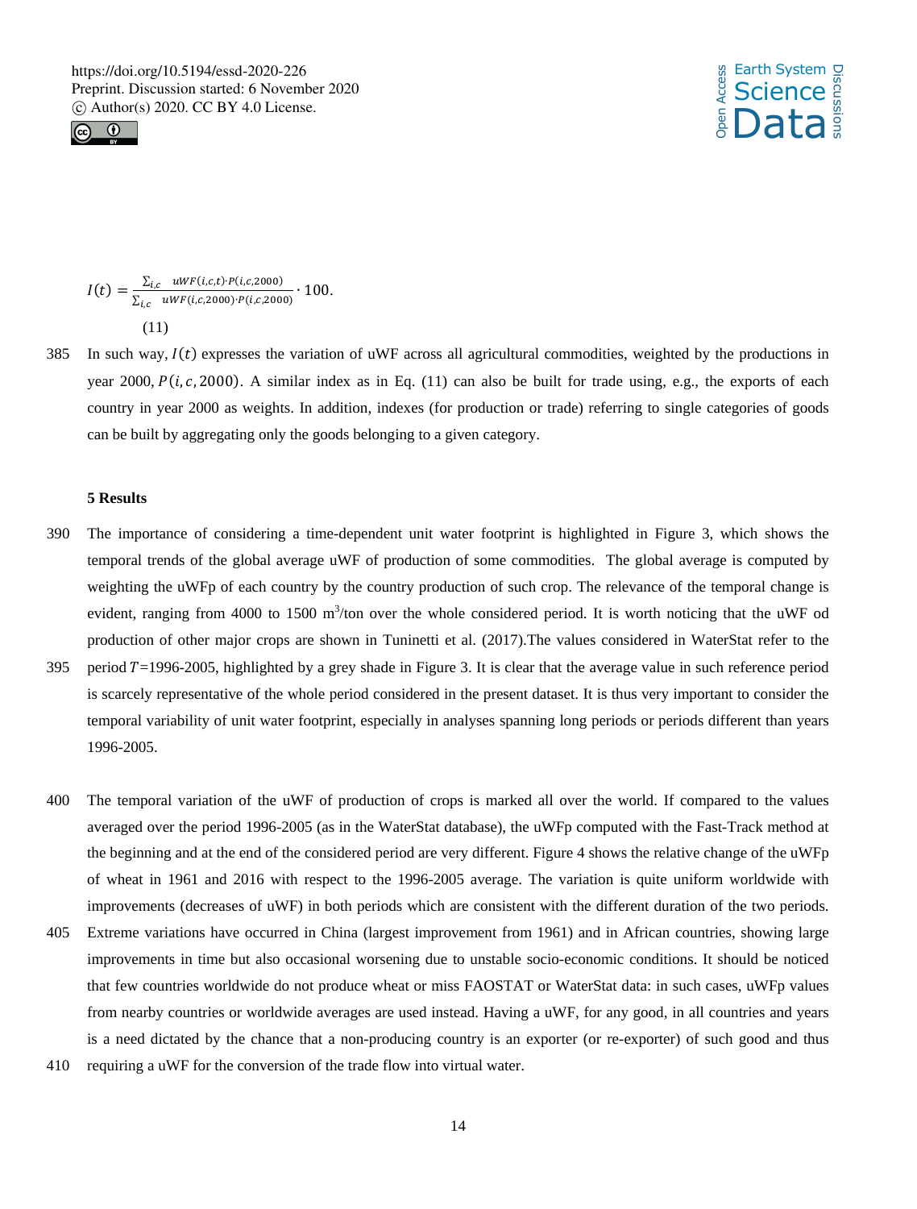$$I(t) = \frac{\sum_{i,c} uWF(i,c,t) \cdot P(i,c,2000)}{\sum_{i,c} uWF(i,c,2000) \cdot P(i,c,2000)} \cdot 100. \quad (11)$$

In such way, $I(t)$ expresses the variation of uWF across all agricultural commodities, weighted by the productions in year 2000, $P(i,c,2000)$. A similar index as in Eq. (11) can also be built for trade using, e.g., the exports of each country in year 2000 as weights. In addition, indexes (for production or trade) referring to single categories of goods can be built by aggregating only the goods belonging to a given category.

## 5 Results

The importance of considering a time-dependent unit water footprint is highlighted in Figure 3, which shows the temporal trends of the global average uWF of production of some commodities. The global average is computed by weighting the uWFp of each country by the country production of such crop. The relevance of the temporal change is evident, ranging from 4000 to 1500 m$^3$/ton over the whole considered period. It is worth noticing that the uWF od production of other major crops are shown in Tuninetti et al. (2017).The values considered in WaterStat refer to the period $T$=1996-2005, highlighted by a grey shade in Figure 3. It is clear that the average value in such reference period is scarcely representative of the whole period considered in the present dataset. It is thus very important to consider the temporal variability of unit water footprint, especially in analyses spanning long periods or periods different than years 1996-2005.

The temporal variation of the uWF of production of crops is marked all over the world. If compared to the values averaged over the period 1996-2005 (as in the WaterStat database), the uWFp computed with the Fast-Track method at the beginning and at the end of the considered period are very different. Figure 4 shows the relative change of the uWFp of wheat in 1961 and 2016 with respect to the 1996-2005 average. The variation is quite uniform worldwide with improvements (decreases of uWF) in both periods which are consistent with the different duration of the two periods. Extreme variations have occurred in China (largest improvement from 1961) and in African countries, showing large improvements in time but also occasional worsening due to unstable socio-economic conditions. It should be noticed that few countries worldwide do not produce wheat or miss FAOSTAT or WaterStat data: in such cases, uWFp values from nearby countries or worldwide averages are used instead. Having a uWF, for any good, in all countries and years is a need dictated by the chance that a non-producing country is an exporter (or re-exporter) of such good and thus requiring a uWF for the conversion of the trade flow into virtual water.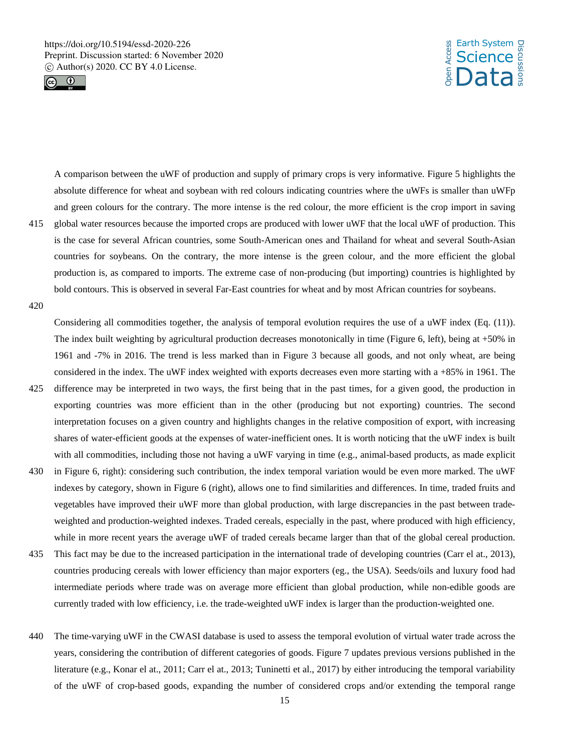A comparison between the uWF of production and supply of primary crops is very informative. Figure 5 highlights the absolute difference for wheat and soybean with red colours indicating countries where the uWFs is smaller than uWFp and green colours for the contrary. The more intense is the red colour, the more efficient is the crop import in saving global water resources because the imported crops are produced with lower uWF that the local uWF of production. This is the case for several African countries, some South-American ones and Thailand for wheat and several South-Asian countries for soybeans. On the contrary, the more intense is the green colour, and the more efficient the global production is, as compared to imports. The extreme case of non-producing (but importing) countries is highlighted by bold contours. This is observed in several Far-East countries for wheat and by most African countries for soybeans.

Considering all commodities together, the analysis of temporal evolution requires the use of a uWF index (Eq. (11)). The index built weighting by agricultural production decreases monotonically in time (Figure 6, left), being at +50% in 1961 and -7% in 2016. The trend is less marked than in Figure 3 because all goods, and not only wheat, are being considered in the index. The uWF index weighted with exports decreases even more starting with a +85% in 1961. The difference may be interpreted in two ways, the first being that in the past times, for a given good, the production in exporting countries was more efficient than in the other (producing but not exporting) countries. The second interpretation focuses on a given country and highlights changes in the relative composition of export, with increasing shares of water-efficient goods at the expenses of water-inefficient ones. It is worth noticing that the uWF index is built with all commodities, including those not having a uWF varying in time (e.g., animal-based products, as made explicit in Figure 6, right): considering such contribution, the index temporal variation would be even more marked. The uWF indexes by category, shown in Figure 6 (right), allows one to find similarities and differences. In time, traded fruits and vegetables have improved their uWF more than global production, with large discrepancies in the past between trade-weighted and production-weighted indexes. Traded cereals, especially in the past, where produced with high efficiency, while in more recent years the average uWF of traded cereals became larger than that of the global cereal production. This fact may be due to the increased participation in the international trade of developing countries (Carr el at., 2013), countries producing cereals with lower efficiency than major exporters (eg., the USA). Seeds/oils and luxury food had intermediate periods where trade was on average more efficient than global production, while non-edible goods are currently traded with low efficiency, i.e. the trade-weighted uWF index is larger than the production-weighted one.

The time-varying uWF in the CWASI database is used to assess the temporal evolution of virtual water trade across the years, considering the contribution of different categories of goods. Figure 7 updates previous versions published in the literature (e.g., Konar el at., 2011; Carr el at., 2013; Tuninetti et al., 2017) by either introducing the temporal variability of the uWF of crop-based goods, expanding the number of considered crops and/or extending the temporal range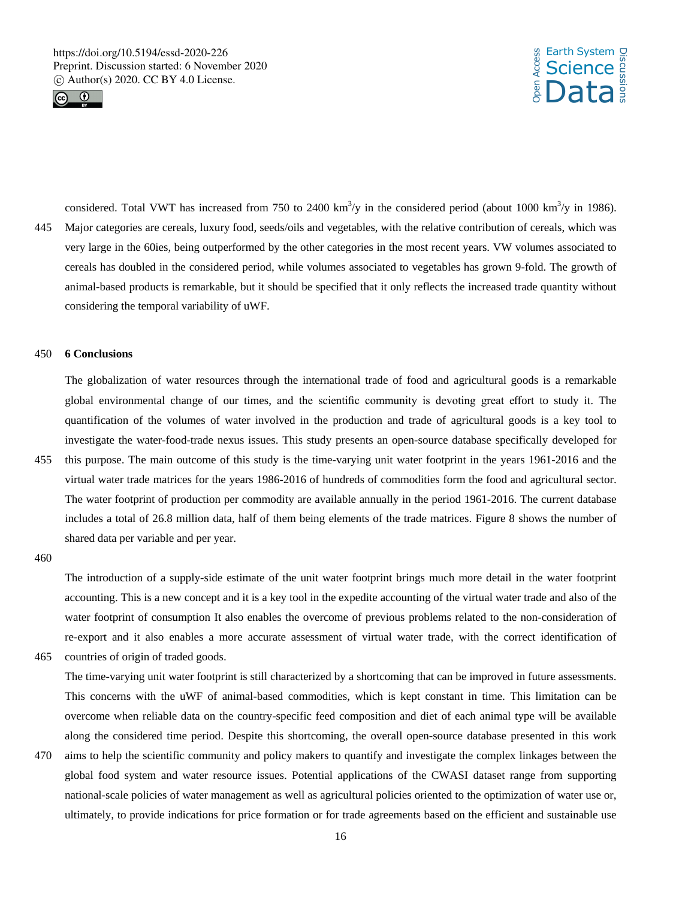considered. Total VWT has increased from 750 to 2400 $km^3/y$ in the considered period (about 1000 $km^3/y$ in 1986). Major categories are cereals, luxury food, seeds/oils and vegetables, with the relative contribution of cereals, which was very large in the 60ies, being outperformed by the other categories in the most recent years. VW volumes associated to cereals has doubled in the considered period, while volumes associated to vegetables has grown 9-fold. The growth of animal-based products is remarkable, but it should be specified that it only reflects the increased trade quantity without considering the temporal variability of uWF.

## 6 Conclusions

The globalization of water resources through the international trade of food and agricultural goods is a remarkable global environmental change of our times, and the scientific community is devoting great effort to study it. The quantification of the volumes of water involved in the production and trade of agricultural goods is a key tool to investigate the water-food-trade nexus issues. This study presents an open-source database specifically developed for this purpose. The main outcome of this study is the time-varying unit water footprint in the years 1961-2016 and the virtual water trade matrices for the years 1986-2016 of hundreds of commodities form the food and agricultural sector. The water footprint of production per commodity are available annually in the period 1961-2016. The current database includes a total of 26.8 million data, half of them being elements of the trade matrices. Figure 8 shows the number of shared data per variable and per year.

The introduction of a supply-side estimate of the unit water footprint brings much more detail in the water footprint accounting. This is a new concept and it is a key tool in the expedite accounting of the virtual water trade and also of the water footprint of consumption It also enables the overcome of previous problems related to the non-consideration of re-export and it also enables a more accurate assessment of virtual water trade, with the correct identification of countries of origin of traded goods.

The time-varying unit water footprint is still characterized by a shortcoming that can be improved in future assessments. This concerns with the uWF of animal-based commodities, which is kept constant in time. This limitation can be overcome when reliable data on the country-specific feed composition and diet of each animal type will be available along the considered time period. Despite this shortcoming, the overall open-source database presented in this work aims to help the scientific community and policy makers to quantify and investigate the complex linkages between the global food system and water resource issues. Potential applications of the CWASI dataset range from supporting national-scale policies of water management as well as agricultural policies oriented to the optimization of water use or, ultimately, to provide indications for price formation or for trade agreements based on the efficient and sustainable use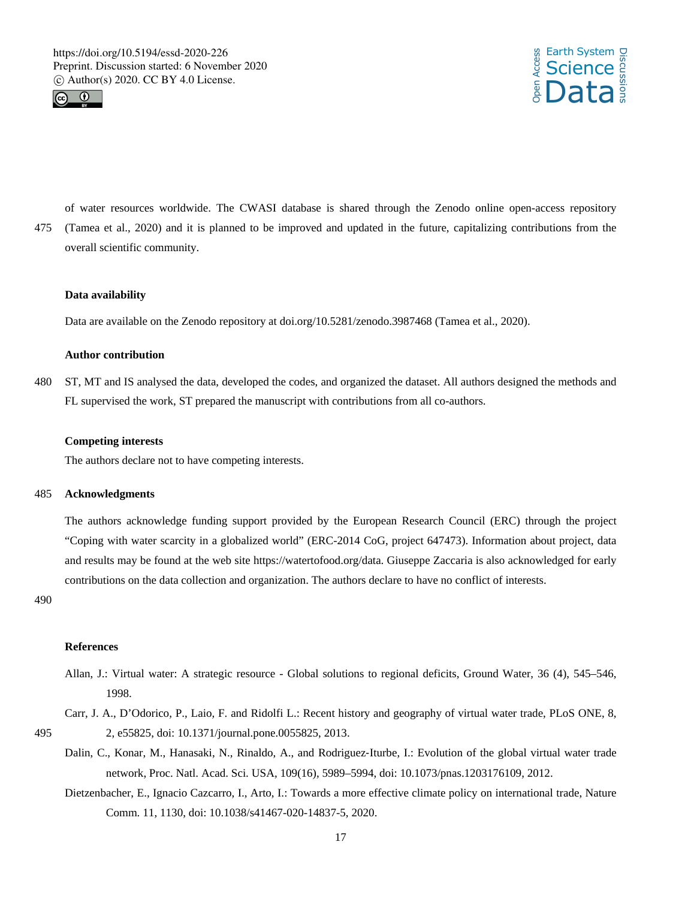of water resources worldwide. The CWASI database is shared through the Zenodo online open-access repository (Tamea et al., 2020) and it is planned to be improved and updated in the future, capitalizing contributions from the overall scientific community.

**Data availability**

Data are available on the Zenodo repository at doi.org/10.5281/zenodo.3987468 (Tamea et al., 2020).

**Author contribution**

ST, MT and IS analysed the data, developed the codes, and organized the dataset. All authors designed the methods and FL supervised the work, ST prepared the manuscript with contributions from all co-authors.

**Competing interests**

The authors declare not to have competing interests.

**Acknowledgments**

The authors acknowledge funding support provided by the European Research Council (ERC) through the project "Coping with water scarcity in a globalized world" (ERC-2014 CoG, project 647473). Information about project, data and results may be found at the web site https://watertofood.org/data. Giuseppe Zaccaria is also acknowledged for early contributions on the data collection and organization. The authors declare to have no conflict of interests.

**References**

Allan, J.: Virtual water: A strategic resource - Global solutions to regional deficits, Ground Water, 36 (4), 545–546, 1998.

Carr, J. A., D'Odorico, P., Laio, F. and Ridolfi L.: Recent history and geography of virtual water trade, PLoS ONE, 8, 2, e55825, doi: 10.1371/journal.pone.0055825, 2013.

Dalin, C., Konar, M., Hanasaki, N., Rinaldo, A., and Rodriguez-Iturbe, I.: Evolution of the global virtual water trade network, Proc. Natl. Acad. Sci. USA, 109(16), 5989–5994, doi: 10.1073/pnas.1203176109, 2012.

Dietzenbacher, E., Ignacio Cazcarro, I., Arto, I.: Towards a more effective climate policy on international trade, Nature Comm. 11, 1130, doi: 10.1038/s41467-020-14837-5, 2020.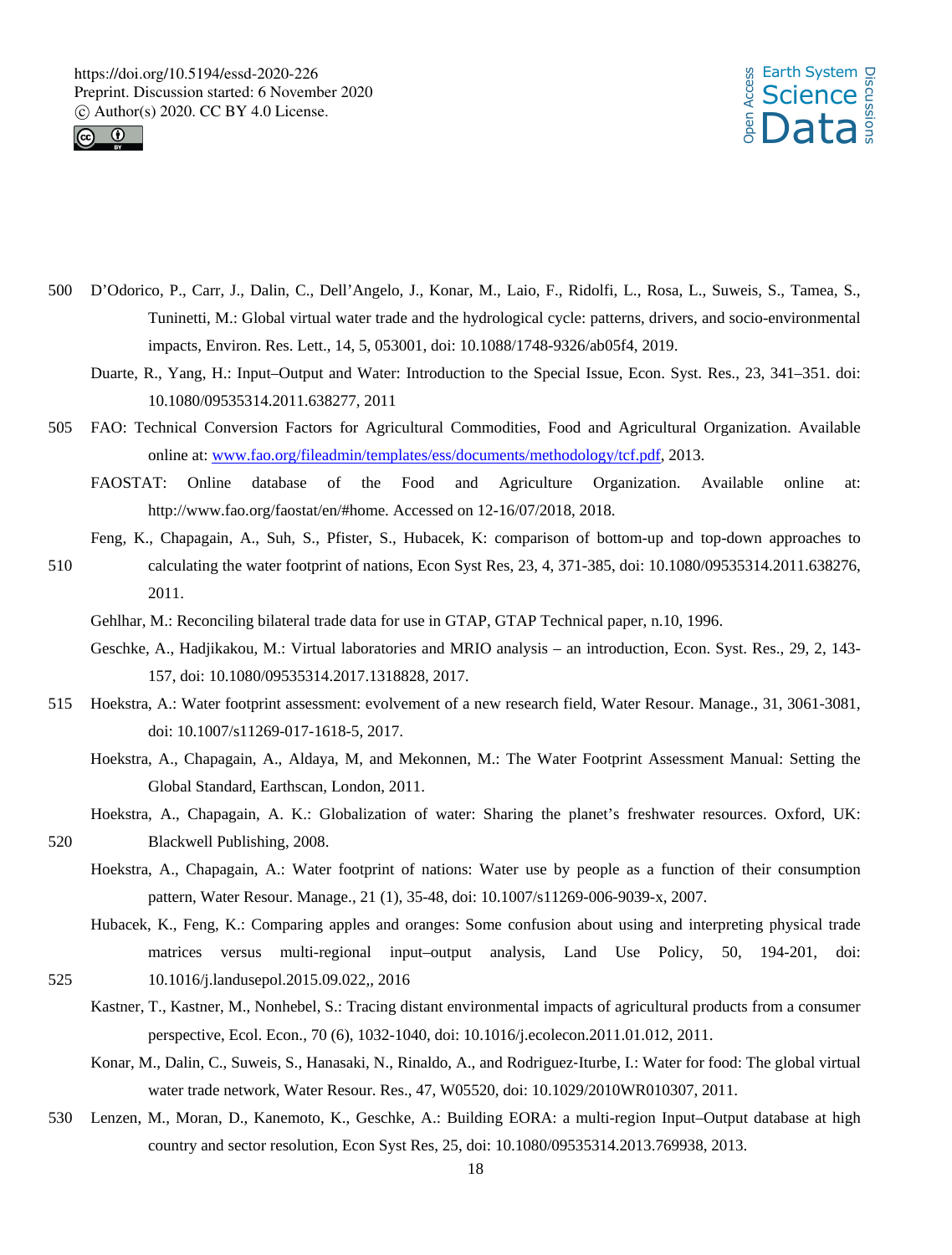D'Odorico, P., Carr, J., Dalin, C., Dell'Angelo, J., Konar, M., Laio, F., Ridolfi, L., Rosa, L., Suweis, S., Tamea, S., Tuninetti, M.: Global virtual water trade and the hydrological cycle: patterns, drivers, and socio-environmental impacts, Environ. Res. Lett., 14, 5, 053001, doi: 10.1088/1748-9326/ab05f4, 2019.

Duarte, R., Yang, H.: Input–Output and Water: Introduction to the Special Issue, Econ. Syst. Res., 23, 341–351. doi: 10.1080/09535314.2011.638277, 2011

FAO: Technical Conversion Factors for Agricultural Commodities, Food and Agricultural Organization. Available online at: www.fao.org/fileadmin/templates/ess/documents/methodology/tcf.pdf, 2013.

FAOSTAT: Online database of the Food and Agriculture Organization. Available online at: http://www.fao.org/faostat/en/#home. Accessed on 12-16/07/2018, 2018.

Feng, K., Chapagain, A., Suh, S., Pfister, S., Hubacek, K: comparison of bottom-up and top-down approaches to calculating the water footprint of nations, Econ Syst Res, 23, 4, 371-385, doi: 10.1080/09535314.2011.638276, 2011.

Gehlhar, M.: Reconciling bilateral trade data for use in GTAP, GTAP Technical paper, n.10, 1996.

Geschke, A., Hadjikakou, M.: Virtual laboratories and MRIO analysis – an introduction, Econ. Syst. Res., 29, 2, 143-157, doi: 10.1080/09535314.2017.1318828, 2017.

Hoekstra, A.: Water footprint assessment: evolvement of a new research field, Water Resour. Manage., 31, 3061-3081, doi: 10.1007/s11269-017-1618-5, 2017.

Hoekstra, A., Chapagain, A., Aldaya, M, and Mekonnen, M.: The Water Footprint Assessment Manual: Setting the Global Standard, Earthscan, London, 2011.

Hoekstra, A., Chapagain, A. K.: Globalization of water: Sharing the planet's freshwater resources. Oxford, UK: Blackwell Publishing, 2008.

Hoekstra, A., Chapagain, A.: Water footprint of nations: Water use by people as a function of their consumption pattern, Water Resour. Manage., 21 (1), 35-48, doi: 10.1007/s11269-006-9039-x, 2007.

Hubacek, K., Feng, K.: Comparing apples and oranges: Some confusion about using and interpreting physical trade matrices versus multi-regional input–output analysis, Land Use Policy, 50, 194-201, doi: 10.1016/j.landusepol.2015.09.022,, 2016

Kastner, T., Kastner, M., Nonhebel, S.: Tracing distant environmental impacts of agricultural products from a consumer perspective, Ecol. Econ., 70 (6), 1032-1040, doi: 10.1016/j.ecolecon.2011.01.012, 2011.

Konar, M., Dalin, C., Suweis, S., Hanasaki, N., Rinaldo, A., and Rodriguez-Iturbe, I.: Water for food: The global virtual water trade network, Water Resour. Res., 47, W05520, doi: 10.1029/2010WR010307, 2011.

Lenzen, M., Moran, D., Kanemoto, K., Geschke, A.: Building EORA: a multi-region Input–Output database at high country and sector resolution, Econ Syst Res, 25, doi: 10.1080/09535314.2013.769938, 2013.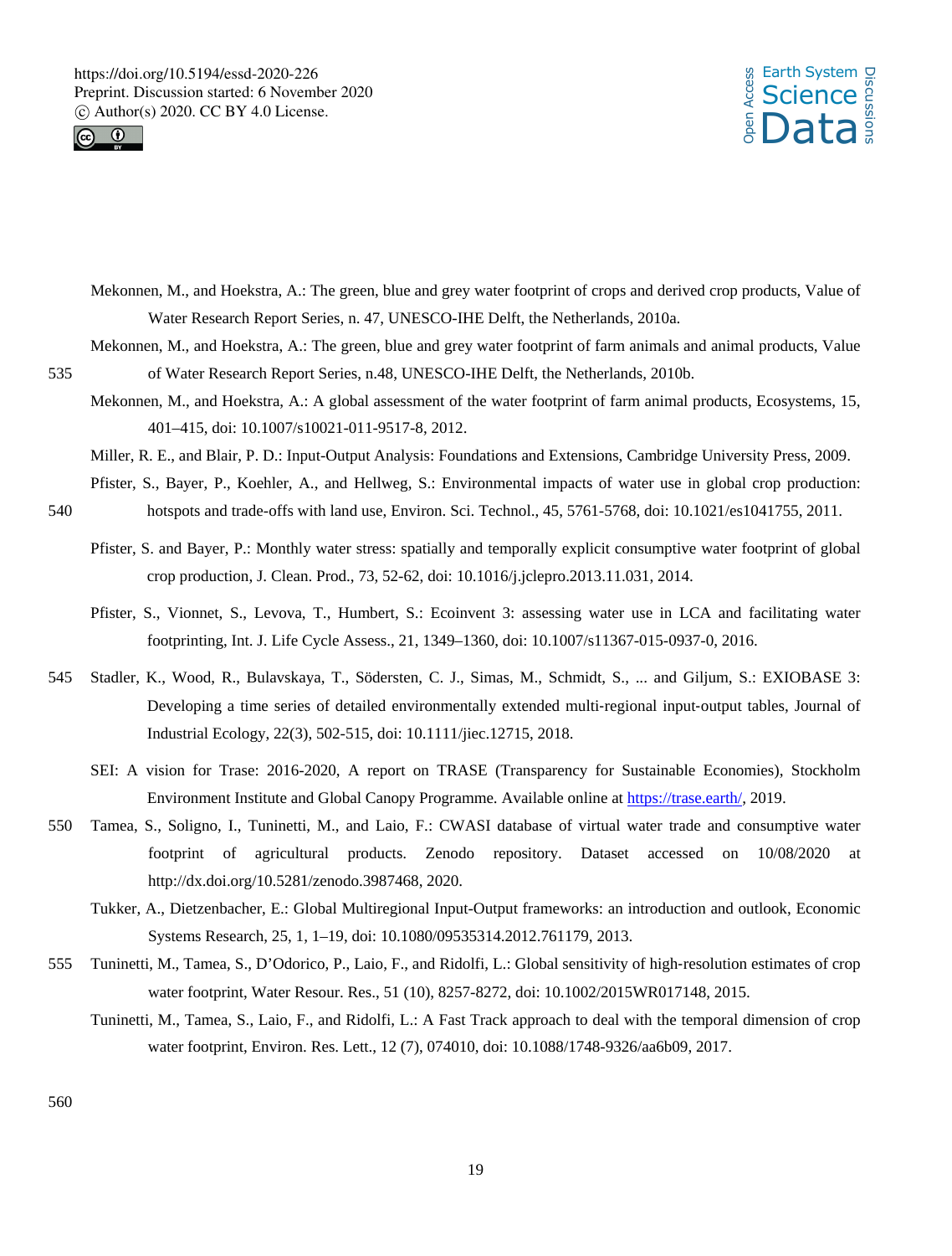Mekonnen, M., and Hoekstra, A.: The green, blue and grey water footprint of crops and derived crop products, Value of Water Research Report Series, n. 47, UNESCO-IHE Delft, the Netherlands, 2010a.

Mekonnen, M., and Hoekstra, A.: The green, blue and grey water footprint of farm animals and animal products, Value of Water Research Report Series, n.48, UNESCO-IHE Delft, the Netherlands, 2010b.

Mekonnen, M., and Hoekstra, A.: A global assessment of the water footprint of farm animal products, Ecosystems, 15, 401–415, doi: 10.1007/s10021-011-9517-8, 2012.

Miller, R. E., and Blair, P. D.: Input-Output Analysis: Foundations and Extensions, Cambridge University Press, 2009.

Pfister, S., Bayer, P., Koehler, A., and Hellweg, S.: Environmental impacts of water use in global crop production: hotspots and trade-offs with land use, Environ. Sci. Technol., 45, 5761-5768, doi: 10.1021/es1041755, 2011.

Pfister, S. and Bayer, P.: Monthly water stress: spatially and temporally explicit consumptive water footprint of global crop production, J. Clean. Prod., 73, 52-62, doi: 10.1016/j.jclepro.2013.11.031, 2014.

Pfister, S., Vionnet, S., Levova, T., Humbert, S.: Ecoinvent 3: assessing water use in LCA and facilitating water footprinting, Int. J. Life Cycle Assess., 21, 1349–1360, doi: 10.1007/s11367-015-0937-0, 2016.

Stadler, K., Wood, R., Bulavskaya, T., Södersten, C. J., Simas, M., Schmidt, S., ... and Giljum, S.: EXIOBASE 3: Developing a time series of detailed environmentally extended multi-regional input-output tables, Journal of Industrial Ecology, 22(3), 502-515, doi: 10.1111/jiec.12715, 2018.

SEI: A vision for Trase: 2016-2020, A report on TRASE (Transparency for Sustainable Economies), Stockholm Environment Institute and Global Canopy Programme. Available online at https://trase.earth/, 2019.

Tamea, S., Soligno, I., Tuninetti, M., and Laio, F.: CWASI database of virtual water trade and consumptive water footprint of agricultural products. Zenodo repository. Dataset accessed on 10/08/2020 at http://dx.doi.org/10.5281/zenodo.3987468, 2020.

Tukker, A., Dietzenbacher, E.: Global Multiregional Input-Output frameworks: an introduction and outlook, Economic Systems Research, 25, 1, 1–19, doi: 10.1080/09535314.2012.761179, 2013.

Tuninetti, M., Tamea, S., D'Odorico, P., Laio, F., and Ridolfi, L.: Global sensitivity of high-resolution estimates of crop water footprint, Water Resour. Res., 51 (10), 8257-8272, doi: 10.1002/2015WR017148, 2015.

Tuninetti, M., Tamea, S., Laio, F., and Ridolfi, L.: A Fast Track approach to deal with the temporal dimension of crop water footprint, Environ. Res. Lett., 12 (7), 074010, doi: 10.1088/1748-9326/aa6b09, 2017.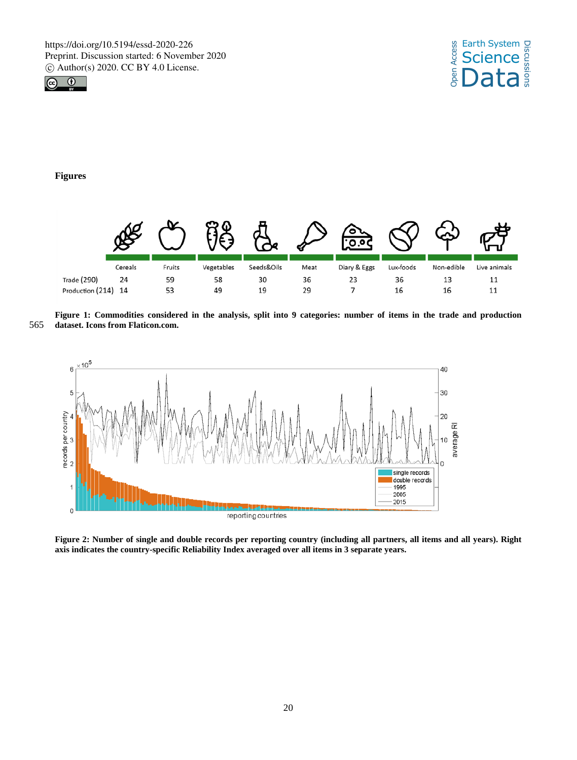**Figures**

Cereals Fruits Vegetables Seeds&Oils Meat Diary & Eggs Lux-foods Non-edible Live animals

Trade (290) 24 59 58 30 36 23 36 13 11

Production (214) 14 53 49 19 29 7 16 16 11

**Figure 1: Commodities considered in the analysis, split into 9 categories: number of items in the trade and production dataset. Icons from Flaticon.com.**

$\times 10^5$

6 5 4 3 2 1 0

records per country

40 30 20 10 0

average RI

single records

double records

1995

2005

2015

reporting countries

**Figure 2: Number of single and double records per reporting country (including all partners, all items and all years). Right axis indicates the country-specific Reliability Index averaged over all items in 3 separate years.**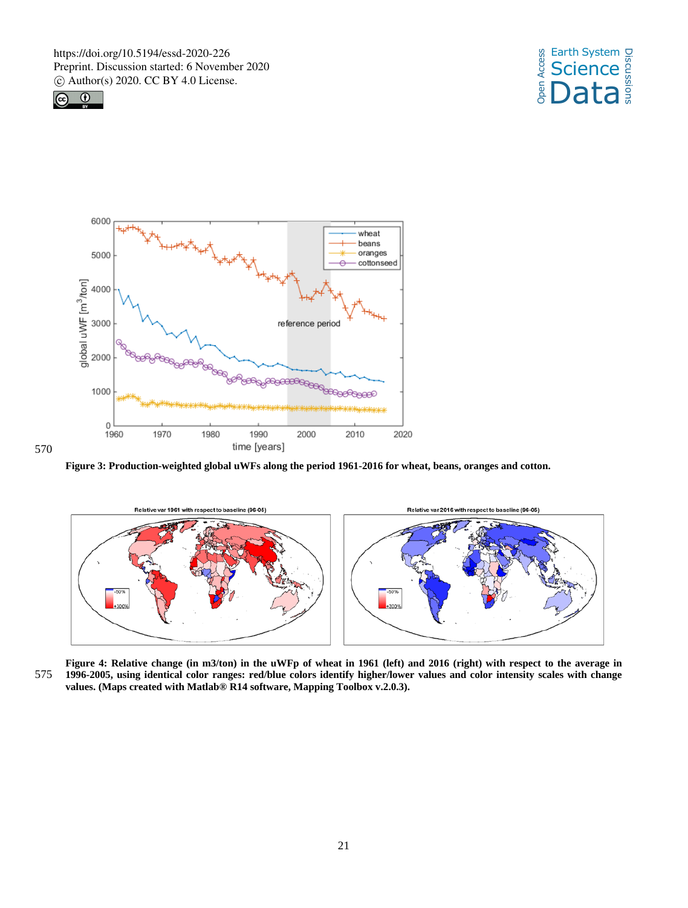6000
5000
4000
3000
2000
1000
0
global uWF [m$^3$/ton]
1960 1970 1980 1990 2000 2010 2020
time [years]
wheat
beans
oranges
cottonseed
reference period

**Figure 3: Production-weighted global uWFs along the period 1961-2016 for wheat, beans, oranges and cotton.**

Relative var 1961 with respect to baseline (96-05)
-50%
+300%

Relative var 2016 with respect to baseline (96-05)
-50%
+300%

**Figure 4: Relative change (in m3/ton) in the uWFp of wheat in 1961 (left) and 2016 (right) with respect to the average in 1996-2005, using identical color ranges: red/blue colors identify higher/lower values and color intensity scales with change values. (Maps created with Matlab® R14 software, Mapping Toolbox v.2.0.3).**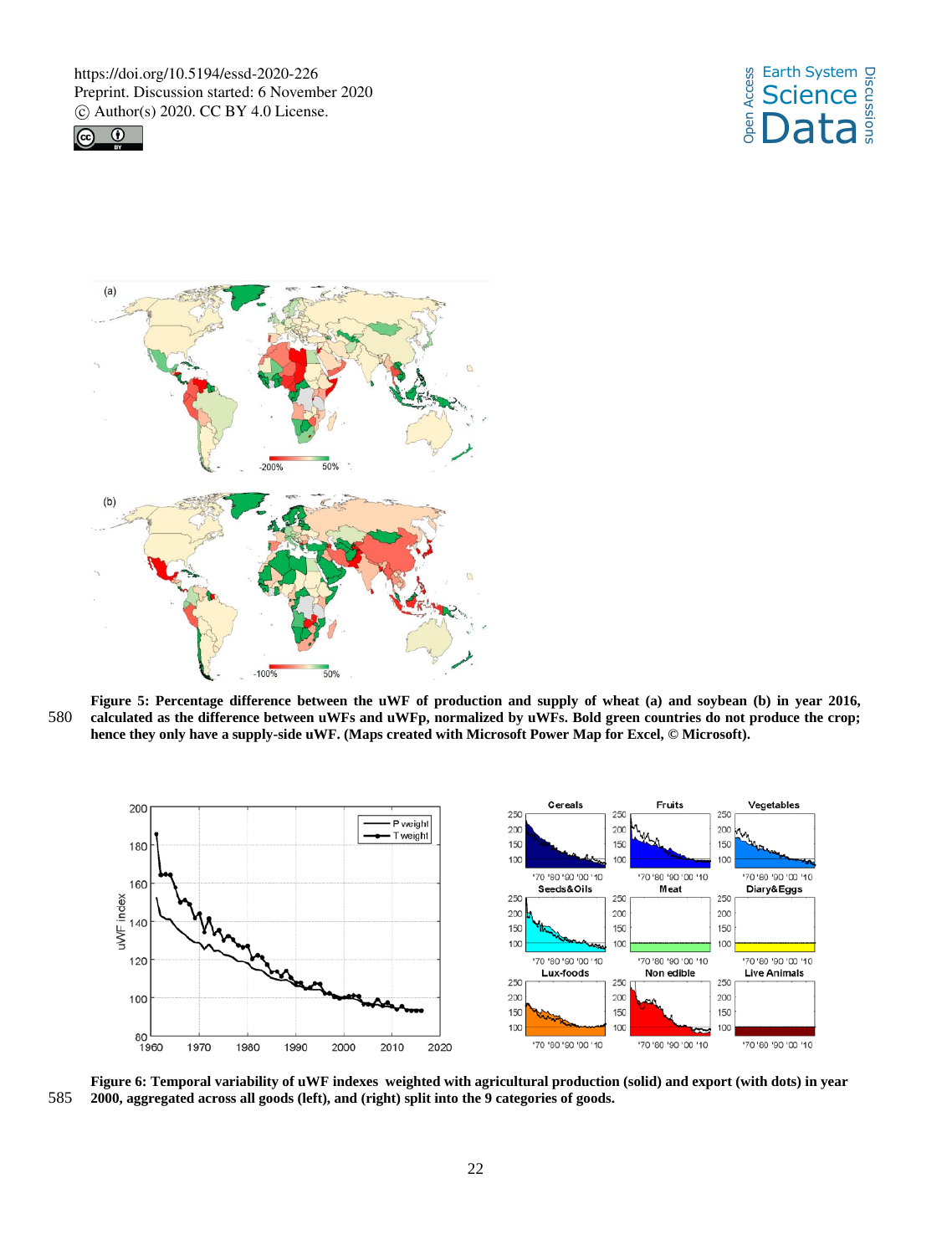**Figure 5: Percentage difference between the uWF of production and supply of wheat (a) and soybean (b) in year 2016, calculated as the difference between uWFs and uWFp, normalized by uWFs. Bold green countries do not produce the crop; hence they only have a supply-side uWF. (Maps created with Microsoft Power Map for Excel, © Microsoft).**

**Figure 6: Temporal variability of uWF indexes weighted with agricultural production (solid) and export (with dots) in year 2000, aggregated across all goods (left), and (right) split into the 9 categories of goods.**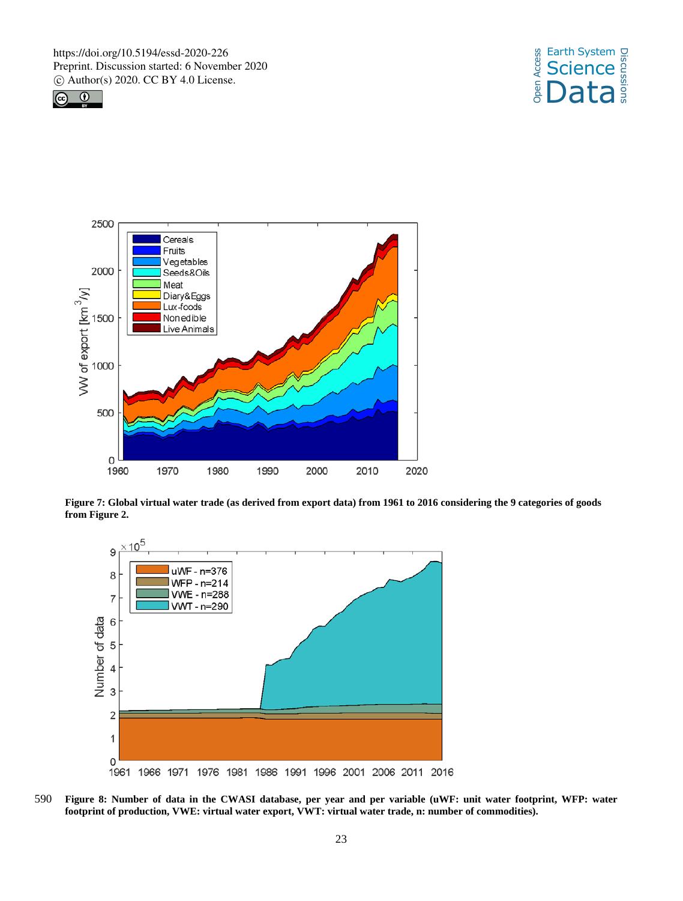VW of export [km$^3$/y]

2500
2000
1500
1000
500
0

1960 1970 1980 1990 2000 2010 2020

Cereals
Fruits
Vegetables
Seeds&Oils
Meat
Diary&Eggs
Lux-foods
Nonedible
Live Animals

**Figure 7: Global virtual water trade (as derived from export data) from 1961 to 2016 considering the 9 categories of goods from Figure 2.**

Number of data

$\times 10^5$

9
8
7
6
5
4
3
2
1
0

1961 1966 1971 1976 1981 1986 1991 1996 2001 2006 2011 2016

uWF - n=376
WFP - n=214
VWE - n=288
VWT - n=290

**Figure 8: Number of data in the CWASI database, per year and per variable (uWF: unit water footprint, WFP: water footprint of production, VWE: virtual water export, VWT: virtual water trade, n: number of commodities).**